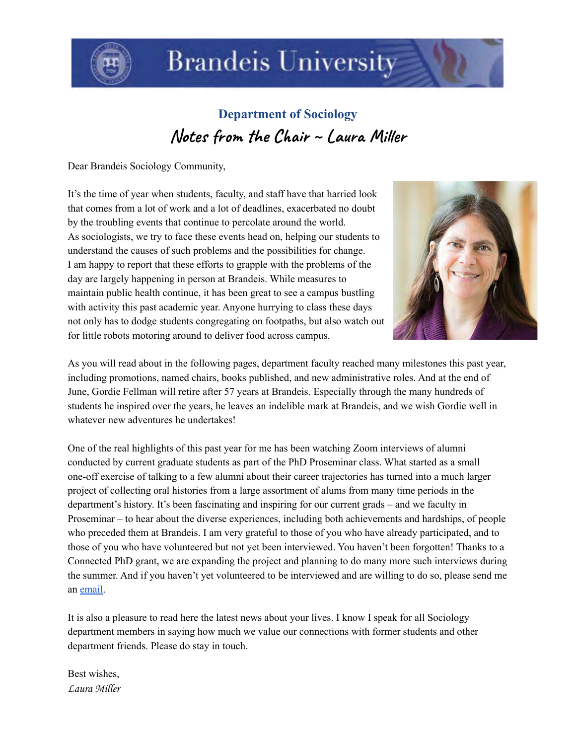# Brandeis University

## Department of Sociology

## Notes from the Chair ~ Laura Miller

Dear Brandeis Sociology Community,

It's the time of year when students, faculty, and staff have that harried look that comes from a lot of work and a lot of deadlines, exacerbated no doubt by the troubling events that continue to percolate around the world. As sociologists, we try to face these events head on, helping our students to understand the causes of such problems and the possibilities for change. I am happy to report that these efforts to grapple with the problems of the day are largely happening in person at Brandeis. While measures to maintain public health continue, it has been great to see a campus bustling with activity this past academic year. Anyone hurrying to class these days not only has to dodge students congregating on footpaths, but also watch out for little robots motoring around to deliver food across campus.

As you will read about in the following pages, department faculty reached many milestones this past year, including promotions, named chairs, books published, and new administrative roles. And at the end of June, Gordie Fellman will retire after 57 years at Brandeis. Especially through the many hundreds of students he inspired over the years, he leaves an indelible mark at Brandeis, and we wish Gordie well in whatever new adventures he undertakes!

One of the real highlights of this past year for me has been watching Zoom interviews of alumni conducted by current graduate students as part of the PhD Proseminar class. What started as a small one-off exercise of talking to a few alumni about their career trajectories has turned into a much larger project of collecting oral histories from a large assortment of alums from many time periods in the department's history. It's been fascinating and inspiring for our current grads – and we faculty in Proseminar – to hear about the diverse experiences, including both achievements and hardships, of people who preceded them at Brandeis. I am very grateful to those of you who have already participated, and to those of you who have volunteered but not yet been interviewed. You haven't been forgotten! Thanks to a Connected PhD grant, we are expanding the project and planning to do many more such interviews during the summer. And if you haven't yet volunteered to be interviewed and are willing to do so, please send me an email.

It is also a pleasure to read here the latest news about your lives. I know I speak for all Sociology department members in saying how much we value our connections with former students and other department friends. Please do stay in touch.

Best wishes,
*Laura Miller*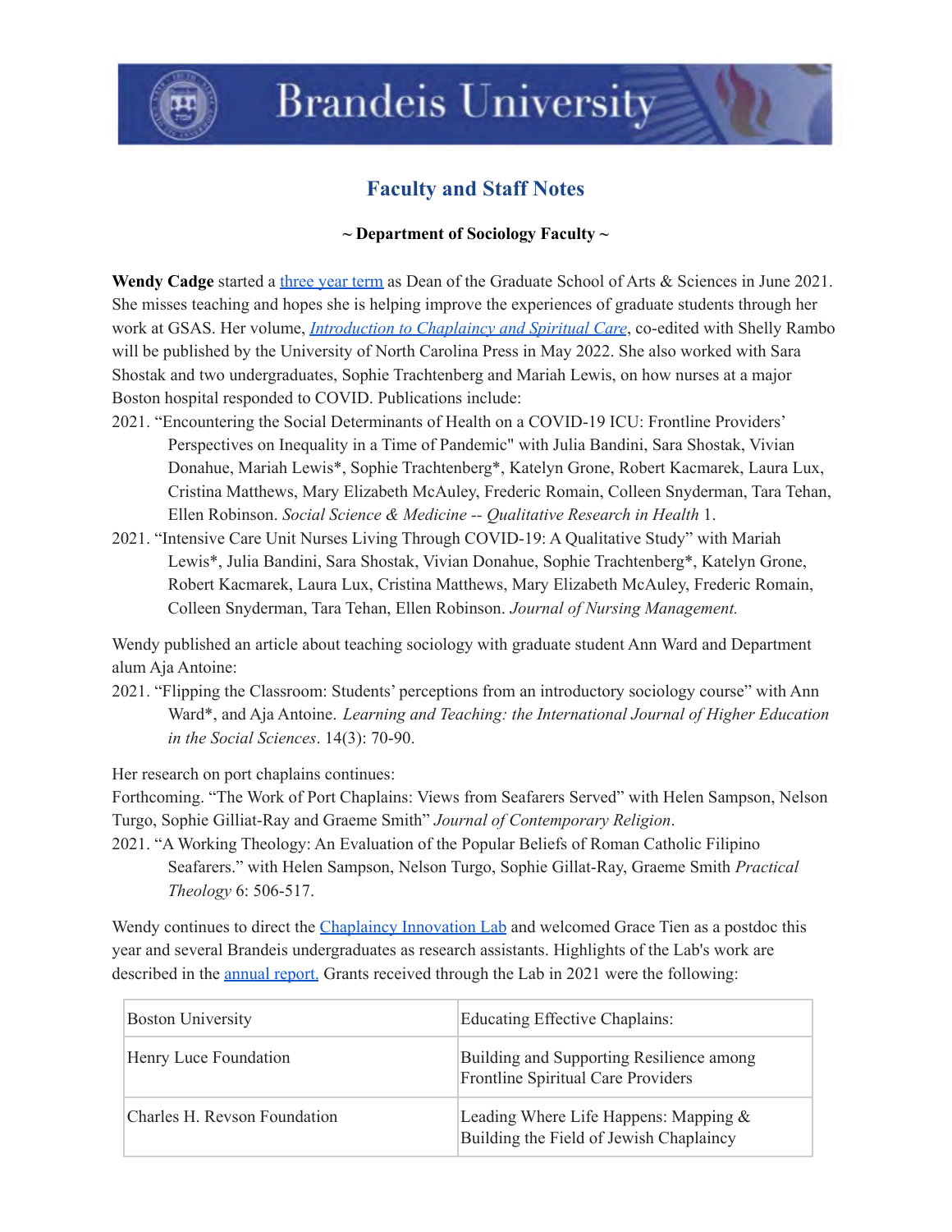# Faculty and Staff Notes

**~ Department of Sociology Faculty ~**

**Wendy Cadge** started a three year term as Dean of the Graduate School of Arts & Sciences in June 2021. She misses teaching and hopes she is helping improve the experiences of graduate students through her work at GSAS. Her volume, *Introduction to Chaplaincy and Spiritual Care*, co-edited with Shelly Rambo will be published by the University of North Carolina Press in May 2022. She also worked with Sara Shostak and two undergraduates, Sophie Trachtenberg and Mariah Lewis, on how nurses at a major Boston hospital responded to COVID. Publications include:

2021. "Encountering the Social Determinants of Health on a COVID-19 ICU: Frontline Providers' Perspectives on Inequality in a Time of Pandemic" with Julia Bandini, Sara Shostak, Vivian Donahue, Mariah Lewis*, Sophie Trachtenberg*, Katelyn Grone, Robert Kacmarek, Laura Lux, Cristina Matthews, Mary Elizabeth McAuley, Frederic Romain, Colleen Snyderman, Tara Tehan, Ellen Robinson. *Social Science & Medicine -- Qualitative Research in Health* 1.

2021. "Intensive Care Unit Nurses Living Through COVID-19: A Qualitative Study" with Mariah Lewis*, Julia Bandini, Sara Shostak, Vivian Donahue, Sophie Trachtenberg*, Katelyn Grone, Robert Kacmarek, Laura Lux, Cristina Matthews, Mary Elizabeth McAuley, Frederic Romain, Colleen Snyderman, Tara Tehan, Ellen Robinson. *Journal of Nursing Management.*

Wendy published an article about teaching sociology with graduate student Ann Ward and Department alum Aja Antoine:

2021. "Flipping the Classroom: Students' perceptions from an introductory sociology course" with Ann Ward*, and Aja Antoine. *Learning and Teaching: the International Journal of Higher Education in the Social Sciences*. 14(3): 70-90.

Her research on port chaplains continues:

Forthcoming. "The Work of Port Chaplains: Views from Seafarers Served" with Helen Sampson, Nelson Turgo, Sophie Gilliat-Ray and Graeme Smith" *Journal of Contemporary Religion*.

2021. "A Working Theology: An Evaluation of the Popular Beliefs of Roman Catholic Filipino Seafarers." with Helen Sampson, Nelson Turgo, Sophie Gillat-Ray, Graeme Smith *Practical Theology* 6: 506-517.

Wendy continues to direct the Chaplaincy Innovation Lab and welcomed Grace Tien as a postdoc this year and several Brandeis undergraduates as research assistants. Highlights of the Lab's work are described in the annual report. Grants received through the Lab in 2021 were the following:

| | |
|---|---|
| Boston University | Educating Effective Chaplains: |
| Henry Luce Foundation | Building and Supporting Resilience among Frontline Spiritual Care Providers |
| Charles H. Revson Foundation | Leading Where Life Happens: Mapping & Building the Field of Jewish Chaplaincy |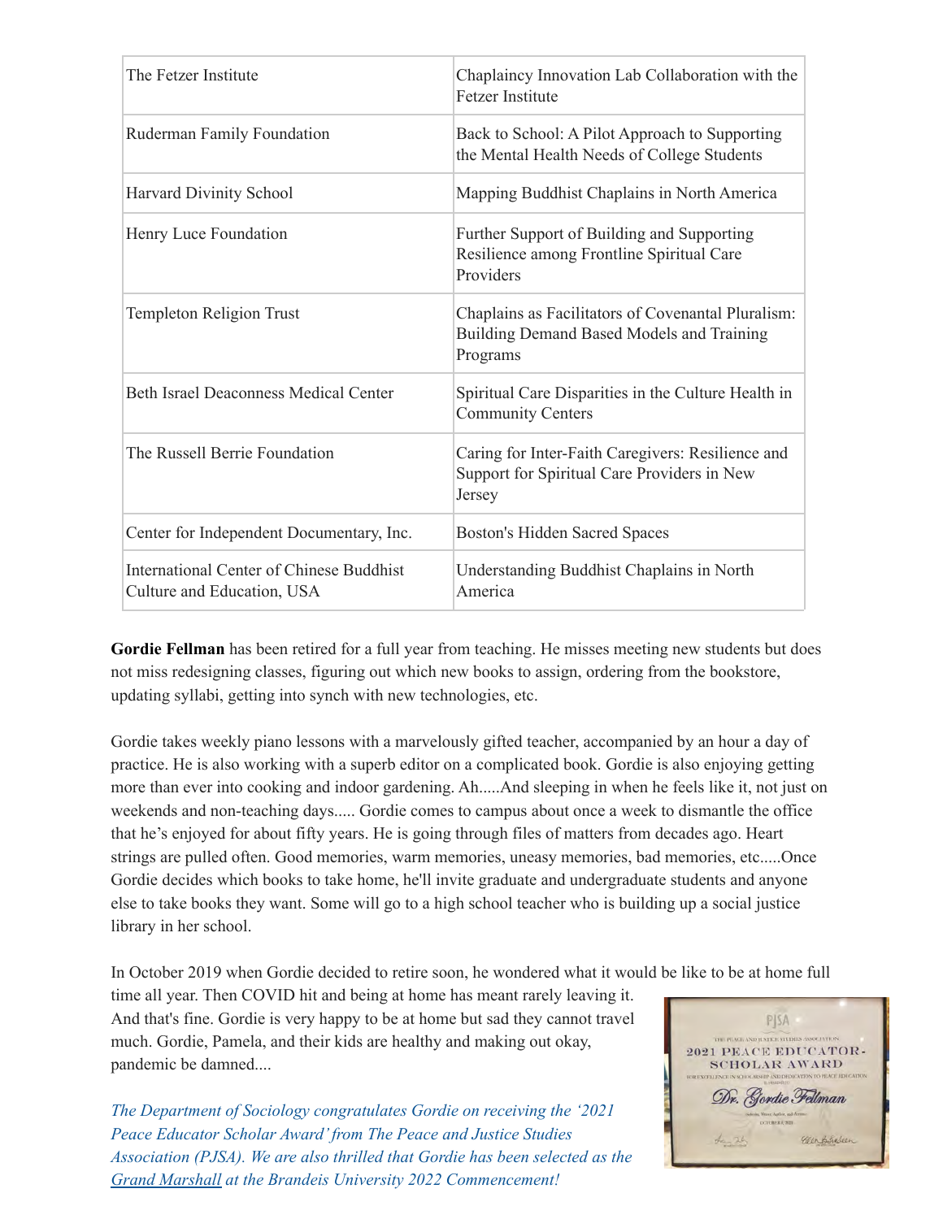| The Fetzer Institute | Chaplaincy Innovation Lab Collaboration with the Fetzer Institute |
|---|---|
| Ruderman Family Foundation | Back to School: A Pilot Approach to Supporting the Mental Health Needs of College Students |
| Harvard Divinity School | Mapping Buddhist Chaplains in North America |
| Henry Luce Foundation | Further Support of Building and Supporting Resilience among Frontline Spiritual Care Providers |
| Templeton Religion Trust | Chaplains as Facilitators of Covenantal Pluralism: Building Demand Based Models and Training Programs |
| Beth Israel Deaconness Medical Center | Spiritual Care Disparities in the Culture Health in Community Centers |
| The Russell Berrie Foundation | Caring for Inter-Faith Caregivers: Resilience and Support for Spiritual Care Providers in New Jersey |
| Center for Independent Documentary, Inc. | Boston's Hidden Sacred Spaces |
| International Center of Chinese Buddhist Culture and Education, USA | Understanding Buddhist Chaplains in North America |

**Gordie Fellman** has been retired for a full year from teaching. He misses meeting new students but does not miss redesigning classes, figuring out which new books to assign, ordering from the bookstore, updating syllabi, getting into synch with new technologies, etc.

Gordie takes weekly piano lessons with a marvelously gifted teacher, accompanied by an hour a day of practice. He is also working with a superb editor on a complicated book. Gordie is also enjoying getting more than ever into cooking and indoor gardening. Ah.....And sleeping in when he feels like it, not just on weekends and non-teaching days..... Gordie comes to campus about once a week to dismantle the office that he's enjoyed for about fifty years. He is going through files of matters from decades ago. Heart strings are pulled often. Good memories, warm memories, uneasy memories, bad memories, etc.....Once Gordie decides which books to take home, he'll invite graduate and undergraduate students and anyone else to take books they want. Some will go to a high school teacher who is building up a social justice library in her school.

In October 2019 when Gordie decided to retire soon, he wondered what it would be like to be at home full time all year. Then COVID hit and being at home has meant rarely leaving it. And that's fine. Gordie is very happy to be at home but sad they cannot travel much. Gordie, Pamela, and their kids are healthy and making out okay, pandemic be damned....

*The Department of Sociology congratulates Gordie on receiving the '2021 Peace Educator Scholar Award' from The Peace and Justice Studies Association (PJSA). We are also thrilled that Gordie has been selected as the Grand Marshall at the Brandeis University 2022 Commencement!*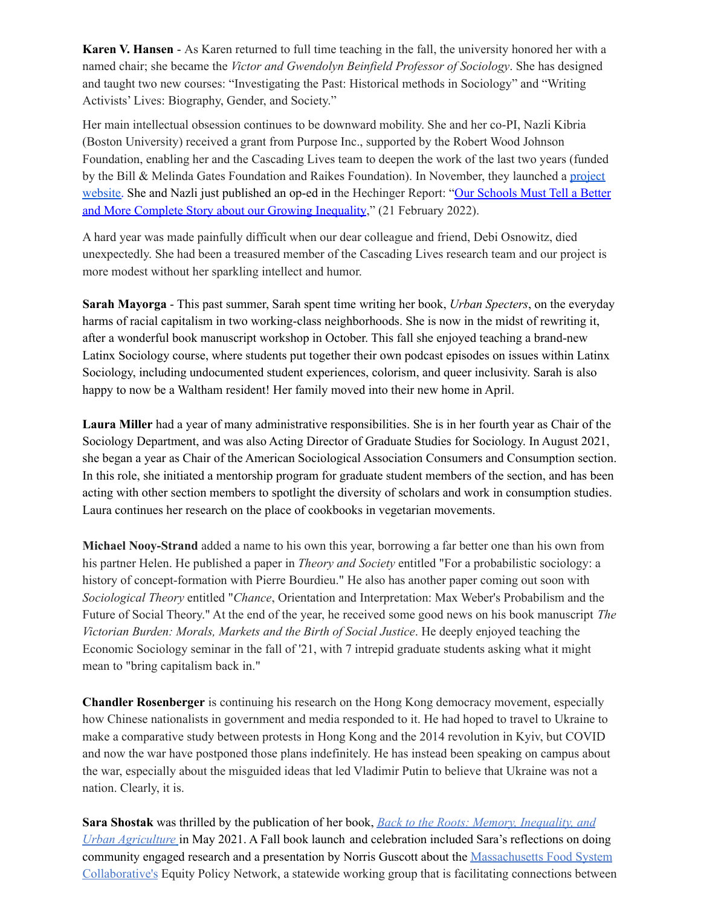**Karen V. Hansen** - As Karen returned to full time teaching in the fall, the university honored her with a named chair; she became the *Victor and Gwendolyn Beinfield Professor of Sociology*. She has designed and taught two new courses: "Investigating the Past: Historical methods in Sociology" and "Writing Activists' Lives: Biography, Gender, and Society."

Her main intellectual obsession continues to be downward mobility. She and her co-PI, Nazli Kibria (Boston University) received a grant from Purpose Inc., supported by the Robert Wood Johnson Foundation, enabling her and the Cascading Lives team to deepen the work of the last two years (funded by the Bill & Melinda Gates Foundation and Raikes Foundation). In November, they launched a [project website](). She and Nazli just published an op-ed in the Hechinger Report: "[Our Schools Must Tell a Better and More Complete Story about our Growing Inequality]()," (21 February 2022).

A hard year was made painfully difficult when our dear colleague and friend, Debi Osnowitz, died unexpectedly. She had been a treasured member of the Cascading Lives research team and our project is more modest without her sparkling intellect and humor.

**Sarah Mayorga** - This past summer, Sarah spent time writing her book, *Urban Specters*, on the everyday harms of racial capitalism in two working-class neighborhoods. She is now in the midst of rewriting it, after a wonderful book manuscript workshop in October. This fall she enjoyed teaching a brand-new Latinx Sociology course, where students put together their own podcast episodes on issues within Latinx Sociology, including undocumented student experiences, colorism, and queer inclusivity. Sarah is also happy to now be a Waltham resident! Her family moved into their new home in April.

**Laura Miller** had a year of many administrative responsibilities. She is in her fourth year as Chair of the Sociology Department, and was also Acting Director of Graduate Studies for Sociology. In August 2021, she began a year as Chair of the American Sociological Association Consumers and Consumption section. In this role, she initiated a mentorship program for graduate student members of the section, and has been acting with other section members to spotlight the diversity of scholars and work in consumption studies. Laura continues her research on the place of cookbooks in vegetarian movements.

**Michael Nooy-Strand** added a name to his own this year, borrowing a far better one than his own from his partner Helen. He published a paper in *Theory and Society* entitled "For a probabilistic sociology: a history of concept-formation with Pierre Bourdieu." He also has another paper coming out soon with *Sociological Theory* entitled "*Chance*, Orientation and Interpretation: Max Weber's Probabilism and the Future of Social Theory." At the end of the year, he received some good news on his book manuscript *The Victorian Burden: Morals, Markets and the Birth of Social Justice*. He deeply enjoyed teaching the Economic Sociology seminar in the fall of '21, with 7 intrepid graduate students asking what it might mean to "bring capitalism back in."

**Chandler Rosenberger** is continuing his research on the Hong Kong democracy movement, especially how Chinese nationalists in government and media responded to it. He had hoped to travel to Ukraine to make a comparative study between protests in Hong Kong and the 2014 revolution in Kyiv, but COVID and now the war have postponed those plans indefinitely. He has instead been speaking on campus about the war, especially about the misguided ideas that led Vladimir Putin to believe that Ukraine was not a nation. Clearly, it is.

**Sara Shostak** was thrilled by the publication of her book, [*Back to the Roots: Memory, Inequality, and Urban Agriculture*]() in May 2021. A Fall book launch and celebration included Sara's reflections on doing community engaged research and a presentation by Norris Guscott about the [Massachusetts Food System Collaborative's]() Equity Policy Network, a statewide working group that is facilitating connections between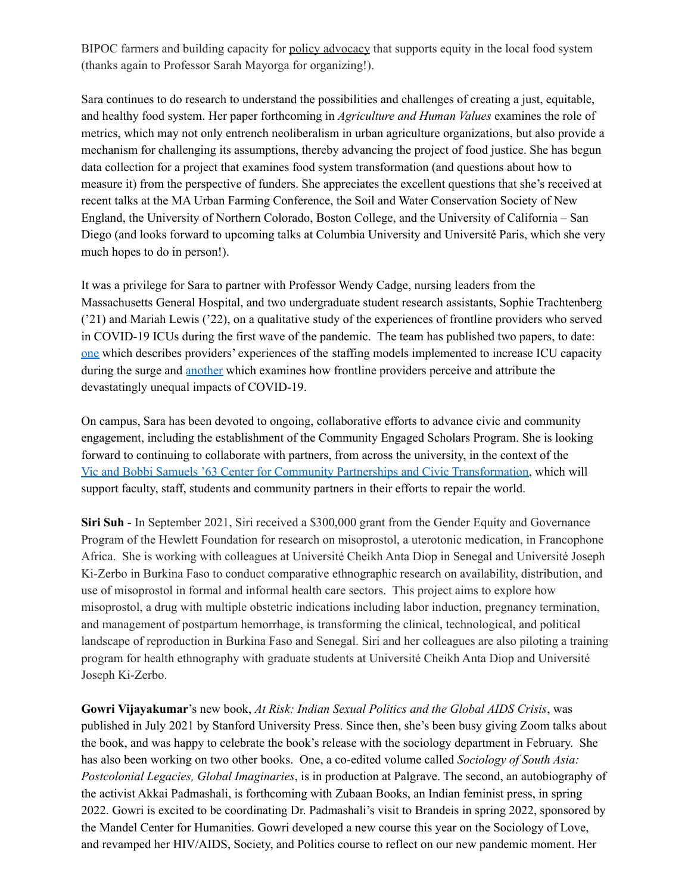BIPOC farmers and building capacity for policy advocacy that supports equity in the local food system (thanks again to Professor Sarah Mayorga for organizing!).

Sara continues to do research to understand the possibilities and challenges of creating a just, equitable, and healthy food system. Her paper forthcoming in *Agriculture and Human Values* examines the role of metrics, which may not only entrench neoliberalism in urban agriculture organizations, but also provide a mechanism for challenging its assumptions, thereby advancing the project of food justice. She has begun data collection for a project that examines food system transformation (and questions about how to measure it) from the perspective of funders. She appreciates the excellent questions that she's received at recent talks at the MA Urban Farming Conference, the Soil and Water Conservation Society of New England, the University of Northern Colorado, Boston College, and the University of California – San Diego (and looks forward to upcoming talks at Columbia University and Université Paris, which she very much hopes to do in person!).

It was a privilege for Sara to partner with Professor Wendy Cadge, nursing leaders from the Massachusetts General Hospital, and two undergraduate student research assistants, Sophie Trachtenberg ('21) and Mariah Lewis ('22), on a qualitative study of the experiences of frontline providers who served in COVID-19 ICUs during the first wave of the pandemic. The team has published two papers, to date: one which describes providers' experiences of the staffing models implemented to increase ICU capacity during the surge and another which examines how frontline providers perceive and attribute the devastatingly unequal impacts of COVID-19.

On campus, Sara has been devoted to ongoing, collaborative efforts to advance civic and community engagement, including the establishment of the Community Engaged Scholars Program. She is looking forward to continuing to collaborate with partners, from across the university, in the context of the Vic and Bobbi Samuels '63 Center for Community Partnerships and Civic Transformation, which will support faculty, staff, students and community partners in their efforts to repair the world.

**Siri Suh** - In September 2021, Siri received a $300,000 grant from the Gender Equity and Governance Program of the Hewlett Foundation for research on misoprostol, a uterotonic medication, in Francophone Africa. She is working with colleagues at Université Cheikh Anta Diop in Senegal and Université Joseph Ki-Zerbo in Burkina Faso to conduct comparative ethnographic research on availability, distribution, and use of misoprostol in formal and informal health care sectors. This project aims to explore how misoprostol, a drug with multiple obstetric indications including labor induction, pregnancy termination, and management of postpartum hemorrhage, is transforming the clinical, technological, and political landscape of reproduction in Burkina Faso and Senegal. Siri and her colleagues are also piloting a training program for health ethnography with graduate students at Université Cheikh Anta Diop and Université Joseph Ki-Zerbo.

**Gowri Vijayakumar**'s new book, *At Risk: Indian Sexual Politics and the Global AIDS Crisis*, was published in July 2021 by Stanford University Press. Since then, she's been busy giving Zoom talks about the book, and was happy to celebrate the book's release with the sociology department in February. She has also been working on two other books. One, a co-edited volume called *Sociology of South Asia: Postcolonial Legacies, Global Imaginaries*, is in production at Palgrave. The second, an autobiography of the activist Akkai Padmashali, is forthcoming with Zubaan Books, an Indian feminist press, in spring 2022. Gowri is excited to be coordinating Dr. Padmashali's visit to Brandeis in spring 2022, sponsored by the Mandel Center for Humanities. Gowri developed a new course this year on the Sociology of Love, and revamped her HIV/AIDS, Society, and Politics course to reflect on our new pandemic moment. Her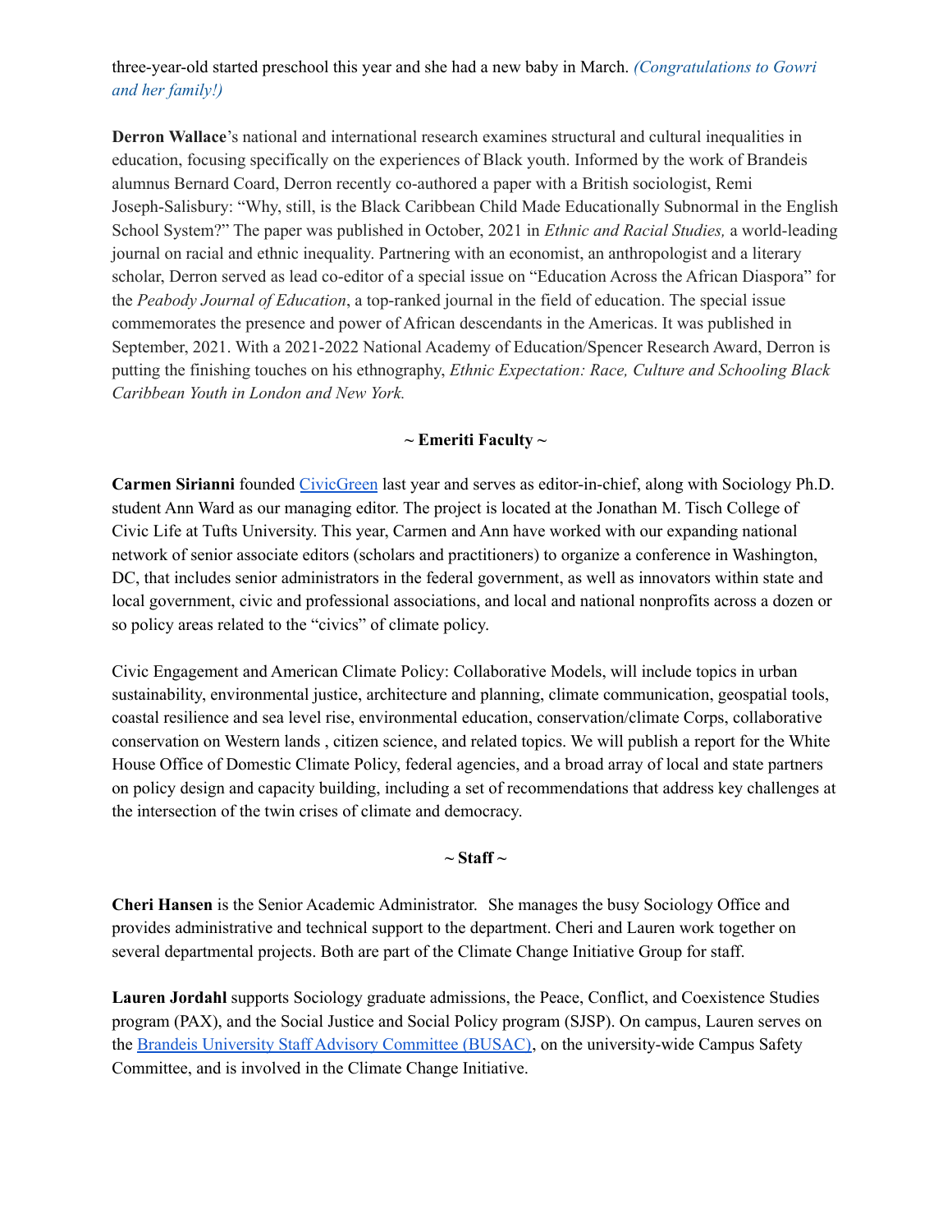three-year-old started preschool this year and she had a new baby in March. *(Congratulations to Gowri and her family!)*

**Derron Wallace**'s national and international research examines structural and cultural inequalities in education, focusing specifically on the experiences of Black youth. Informed by the work of Brandeis alumnus Bernard Coard, Derron recently co-authored a paper with a British sociologist, Remi Joseph-Salisbury: "Why, still, is the Black Caribbean Child Made Educationally Subnormal in the English School System?" The paper was published in October, 2021 in *Ethnic and Racial Studies,* a world-leading journal on racial and ethnic inequality. Partnering with an economist, an anthropologist and a literary scholar, Derron served as lead co-editor of a special issue on "Education Across the African Diaspora" for the *Peabody Journal of Education*, a top-ranked journal in the field of education. The special issue commemorates the presence and power of African descendants in the Americas. It was published in September, 2021. With a 2021-2022 National Academy of Education/Spencer Research Award, Derron is putting the finishing touches on his ethnography, *Ethnic Expectation: Race, Culture and Schooling Black Caribbean Youth in London and New York.*

**~ Emeriti Faculty ~**

**Carmen Sirianni** founded CivicGreen last year and serves as editor-in-chief, along with Sociology Ph.D. student Ann Ward as our managing editor. The project is located at the Jonathan M. Tisch College of Civic Life at Tufts University. This year, Carmen and Ann have worked with our expanding national network of senior associate editors (scholars and practitioners) to organize a conference in Washington, DC, that includes senior administrators in the federal government, as well as innovators within state and local government, civic and professional associations, and local and national nonprofits across a dozen or so policy areas related to the "civics" of climate policy.

Civic Engagement and American Climate Policy: Collaborative Models, will include topics in urban sustainability, environmental justice, architecture and planning, climate communication, geospatial tools, coastal resilience and sea level rise, environmental education, conservation/climate Corps, collaborative conservation on Western lands , citizen science, and related topics. We will publish a report for the White House Office of Domestic Climate Policy, federal agencies, and a broad array of local and state partners on policy design and capacity building, including a set of recommendations that address key challenges at the intersection of the twin crises of climate and democracy.

**~ Staff ~**

**Cheri Hansen** is the Senior Academic Administrator. She manages the busy Sociology Office and provides administrative and technical support to the department. Cheri and Lauren work together on several departmental projects. Both are part of the Climate Change Initiative Group for staff.

**Lauren Jordahl** supports Sociology graduate admissions, the Peace, Conflict, and Coexistence Studies program (PAX), and the Social Justice and Social Policy program (SJSP). On campus, Lauren serves on the Brandeis University Staff Advisory Committee (BUSAC), on the university-wide Campus Safety Committee, and is involved in the Climate Change Initiative.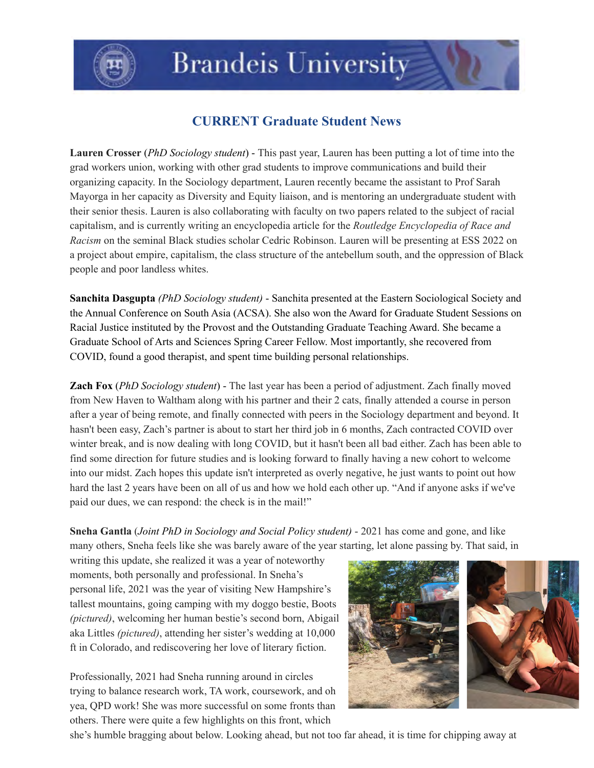# CURRENT Graduate Student News

**Lauren Crosser** (*PhD Sociology student*) - This past year, Lauren has been putting a lot of time into the grad workers union, working with other grad students to improve communications and build their organizing capacity. In the Sociology department, Lauren recently became the assistant to Prof Sarah Mayorga in her capacity as Diversity and Equity liaison, and is mentoring an undergraduate student with their senior thesis. Lauren is also collaborating with faculty on two papers related to the subject of racial capitalism, and is currently writing an encyclopedia article for the *Routledge Encyclopedia of Race and Racism* on the seminal Black studies scholar Cedric Robinson. Lauren will be presenting at ESS 2022 on a project about empire, capitalism, the class structure of the antebellum south, and the oppression of Black people and poor landless whites.

**Sanchita Dasgupta** *(PhD Sociology student)* - Sanchita presented at the Eastern Sociological Society and the Annual Conference on South Asia (ACSA). She also won the Award for Graduate Student Sessions on Racial Justice instituted by the Provost and the Outstanding Graduate Teaching Award. She became a Graduate School of Arts and Sciences Spring Career Fellow. Most importantly, she recovered from COVID, found a good therapist, and spent time building personal relationships.

**Zach Fox** (*PhD Sociology student*) - The last year has been a period of adjustment. Zach finally moved from New Haven to Waltham along with his partner and their 2 cats, finally attended a course in person after a year of being remote, and finally connected with peers in the Sociology department and beyond. It hasn't been easy, Zach's partner is about to start her third job in 6 months, Zach contracted COVID over winter break, and is now dealing with long COVID, but it hasn't been all bad either. Zach has been able to find some direction for future studies and is looking forward to finally having a new cohort to welcome into our midst. Zach hopes this update isn't interpreted as overly negative, he just wants to point out how hard the last 2 years have been on all of us and how we hold each other up. "And if anyone asks if we've paid our dues, we can respond: the check is in the mail!"

**Sneha Gantla** (*Joint PhD in Sociology and Social Policy student)* - 2021 has come and gone, and like many others, Sneha feels like she was barely aware of the year starting, let alone passing by. That said, in writing this update, she realized it was a year of noteworthy moments, both personally and professional. In Sneha's personal life, 2021 was the year of visiting New Hampshire's tallest mountains, going camping with my doggo bestie, Boots *(pictured)*, welcoming her human bestie's second born, Abigail aka Littles *(pictured)*, attending her sister's wedding at 10,000 ft in Colorado, and rediscovering her love of literary fiction.

Professionally, 2021 had Sneha running around in circles trying to balance research work, TA work, coursework, and oh yea, QPD work! She was more successful on some fronts than others. There were quite a few highlights on this front, which she's humble bragging about below. Looking ahead, but not too far ahead, it is time for chipping away at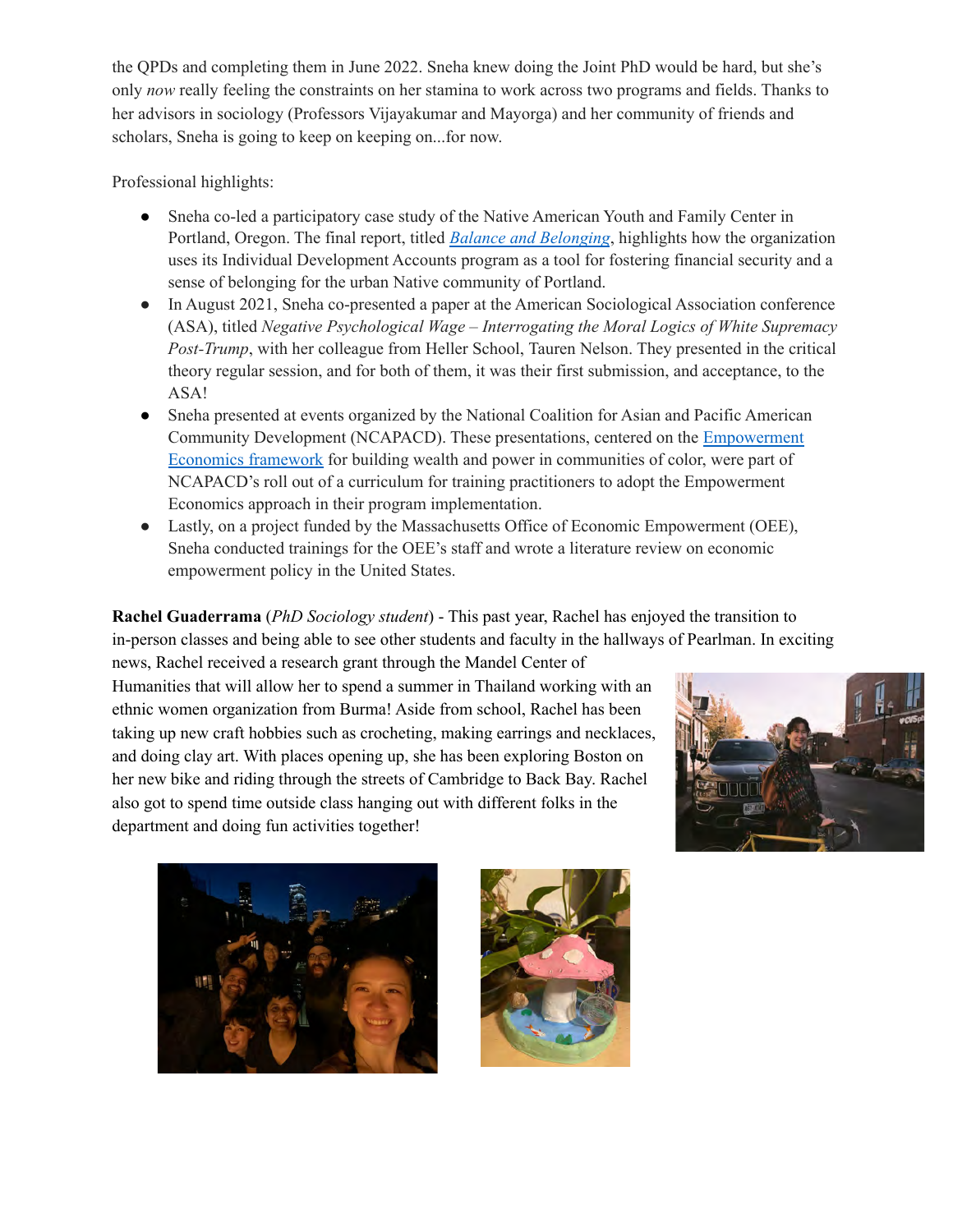the QPDs and completing them in June 2022. Sneha knew doing the Joint PhD would be hard, but she's only *now* really feeling the constraints on her stamina to work across two programs and fields. Thanks to her advisors in sociology (Professors Vijayakumar and Mayorga) and her community of friends and scholars, Sneha is going to keep on keeping on...for now.

Professional highlights:

- Sneha co-led a participatory case study of the Native American Youth and Family Center in Portland, Oregon. The final report, titled *Balance and Belonging*, highlights how the organization uses its Individual Development Accounts program as a tool for fostering financial security and a sense of belonging for the urban Native community of Portland.
- In August 2021, Sneha co-presented a paper at the American Sociological Association conference (ASA), titled *Negative Psychological Wage – Interrogating the Moral Logics of White Supremacy Post-Trump*, with her colleague from Heller School, Tauren Nelson. They presented in the critical theory regular session, and for both of them, it was their first submission, and acceptance, to the ASA!
- Sneha presented at events organized by the National Coalition for Asian and Pacific American Community Development (NCAPACD). These presentations, centered on the Empowerment Economics framework for building wealth and power in communities of color, were part of NCAPACD's roll out of a curriculum for training practitioners to adopt the Empowerment Economics approach in their program implementation.
- Lastly, on a project funded by the Massachusetts Office of Economic Empowerment (OEE), Sneha conducted trainings for the OEE's staff and wrote a literature review on economic empowerment policy in the United States.

**Rachel Guaderrama** (*PhD Sociology student*) - This past year, Rachel has enjoyed the transition to in-person classes and being able to see other students and faculty in the hallways of Pearlman. In exciting news, Rachel received a research grant through the Mandel Center of Humanities that will allow her to spend a summer in Thailand working with an ethnic women organization from Burma! Aside from school, Rachel has been taking up new craft hobbies such as crocheting, making earrings and necklaces, and doing clay art. With places opening up, she has been exploring Boston on her new bike and riding through the streets of Cambridge to Back Bay. Rachel also got to spend time outside class hanging out with different folks in the department and doing fun activities together!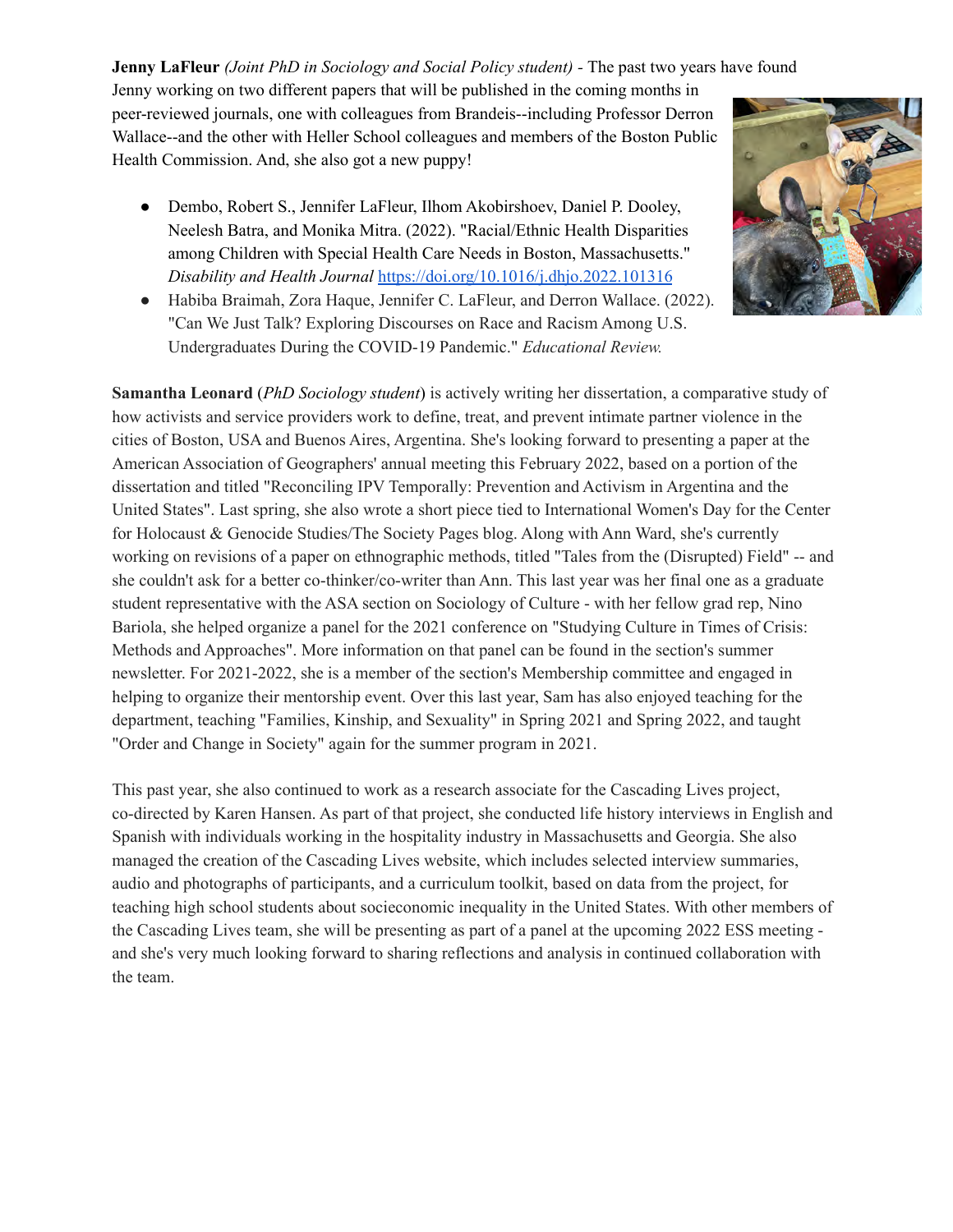**Jenny LaFleur** *(Joint PhD in Sociology and Social Policy student)* - The past two years have found Jenny working on two different papers that will be published in the coming months in peer-reviewed journals, one with colleagues from Brandeis--including Professor Derron Wallace--and the other with Heller School colleagues and members of the Boston Public Health Commission. And, she also got a new puppy!

- Dembo, Robert S., Jennifer LaFleur, Ilhom Akobirshoev, Daniel P. Dooley, Neelesh Batra, and Monika Mitra. (2022). "Racial/Ethnic Health Disparities among Children with Special Health Care Needs in Boston, Massachusetts." *Disability and Health Journal* https://doi.org/10.1016/j.dhjo.2022.101316
- Habiba Braimah, Zora Haque, Jennifer C. LaFleur, and Derron Wallace. (2022). "Can We Just Talk? Exploring Discourses on Race and Racism Among U.S. Undergraduates During the COVID-19 Pandemic." *Educational Review.*

**Samantha Leonard** (*PhD Sociology student*) is actively writing her dissertation, a comparative study of how activists and service providers work to define, treat, and prevent intimate partner violence in the cities of Boston, USA and Buenos Aires, Argentina. She's looking forward to presenting a paper at the American Association of Geographers' annual meeting this February 2022, based on a portion of the dissertation and titled "Reconciling IPV Temporally: Prevention and Activism in Argentina and the United States". Last spring, she also wrote a short piece tied to International Women's Day for the Center for Holocaust & Genocide Studies/The Society Pages blog. Along with Ann Ward, she's currently working on revisions of a paper on ethnographic methods, titled "Tales from the (Disrupted) Field" -- and she couldn't ask for a better co-thinker/co-writer than Ann. This last year was her final one as a graduate student representative with the ASA section on Sociology of Culture - with her fellow grad rep, Nino Bariola, she helped organize a panel for the 2021 conference on "Studying Culture in Times of Crisis: Methods and Approaches". More information on that panel can be found in the section's summer newsletter. For 2021-2022, she is a member of the section's Membership committee and engaged in helping to organize their mentorship event. Over this last year, Sam has also enjoyed teaching for the department, teaching "Families, Kinship, and Sexuality" in Spring 2021 and Spring 2022, and taught "Order and Change in Society" again for the summer program in 2021.

This past year, she also continued to work as a research associate for the Cascading Lives project, co-directed by Karen Hansen. As part of that project, she conducted life history interviews in English and Spanish with individuals working in the hospitality industry in Massachusetts and Georgia. She also managed the creation of the Cascading Lives website, which includes selected interview summaries, audio and photographs of participants, and a curriculum toolkit, based on data from the project, for teaching high school students about socieconomic inequality in the United States. With other members of the Cascading Lives team, she will be presenting as part of a panel at the upcoming 2022 ESS meeting - and she's very much looking forward to sharing reflections and analysis in continued collaboration with the team.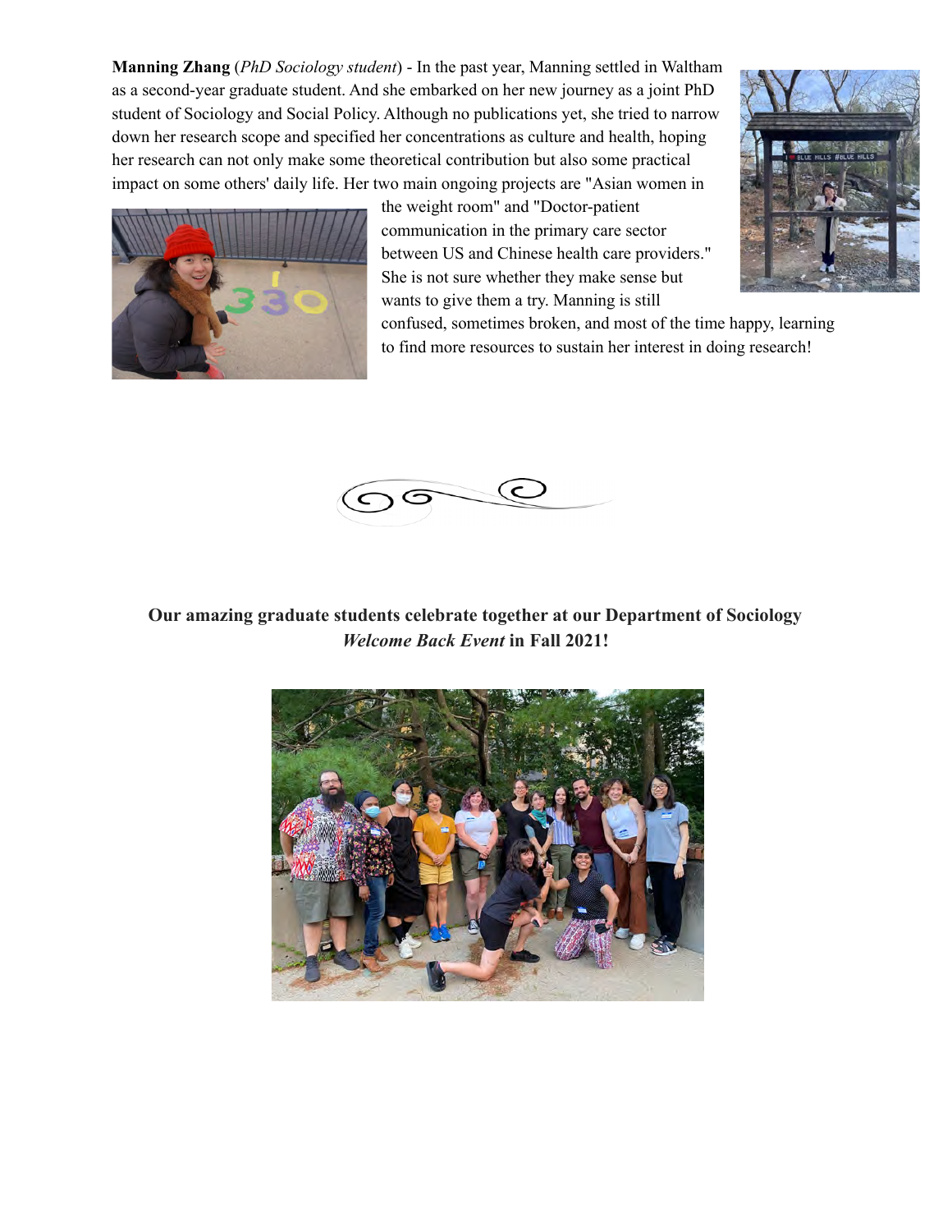**Manning Zhang** (*PhD Sociology student*) - In the past year, Manning settled in Waltham as a second-year graduate student. And she embarked on her new journey as a joint PhD student of Sociology and Social Policy. Although no publications yet, she tried to narrow down her research scope and specified her concentrations as culture and health, hoping her research can not only make some theoretical contribution but also some practical impact on some others' daily life. Her two main ongoing projects are "Asian women in the weight room" and "Doctor-patient communication in the primary care sector between US and Chinese health care providers." She is not sure whether they make sense but wants to give them a try. Manning is still confused, sometimes broken, and most of the time happy, learning to find more resources to sustain her interest in doing research!

**Our amazing graduate students celebrate together at our Department of Sociology *Welcome Back Event* in Fall 2021!**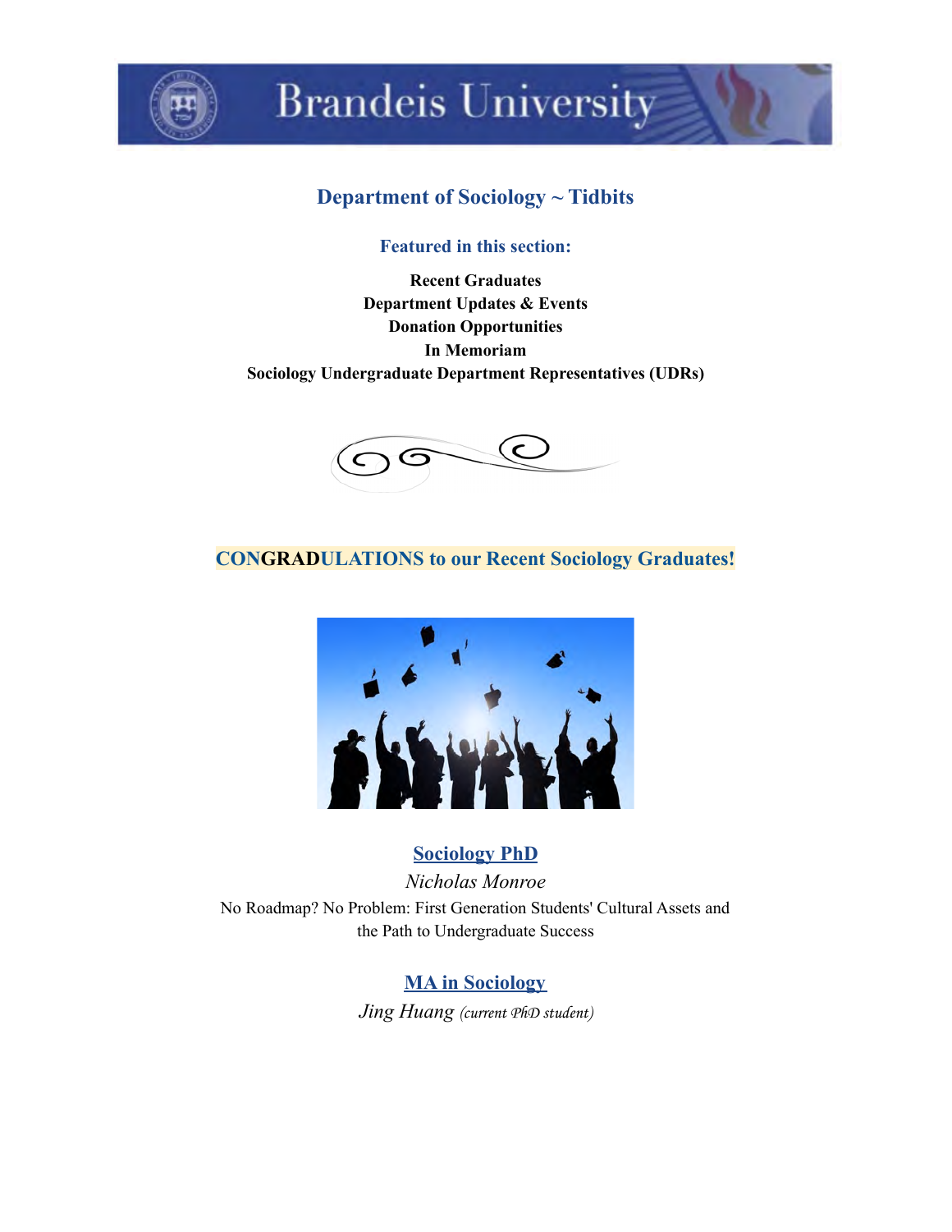## Department of Sociology ~ Tidbits

### Featured in this section:

**Recent Graduates**
**Department Updates & Events**
**Donation Opportunities**
**In Memoriam**
**Sociology Undergraduate Department Representatives (UDRs)**

## CONGRADULATIONS to our Recent Sociology Graduates!

### Sociology PhD

*Nicholas Monroe*

No Roadmap? No Problem: First Generation Students' Cultural Assets and the Path to Undergraduate Success

### MA in Sociology

*Jing Huang (current PhD student)*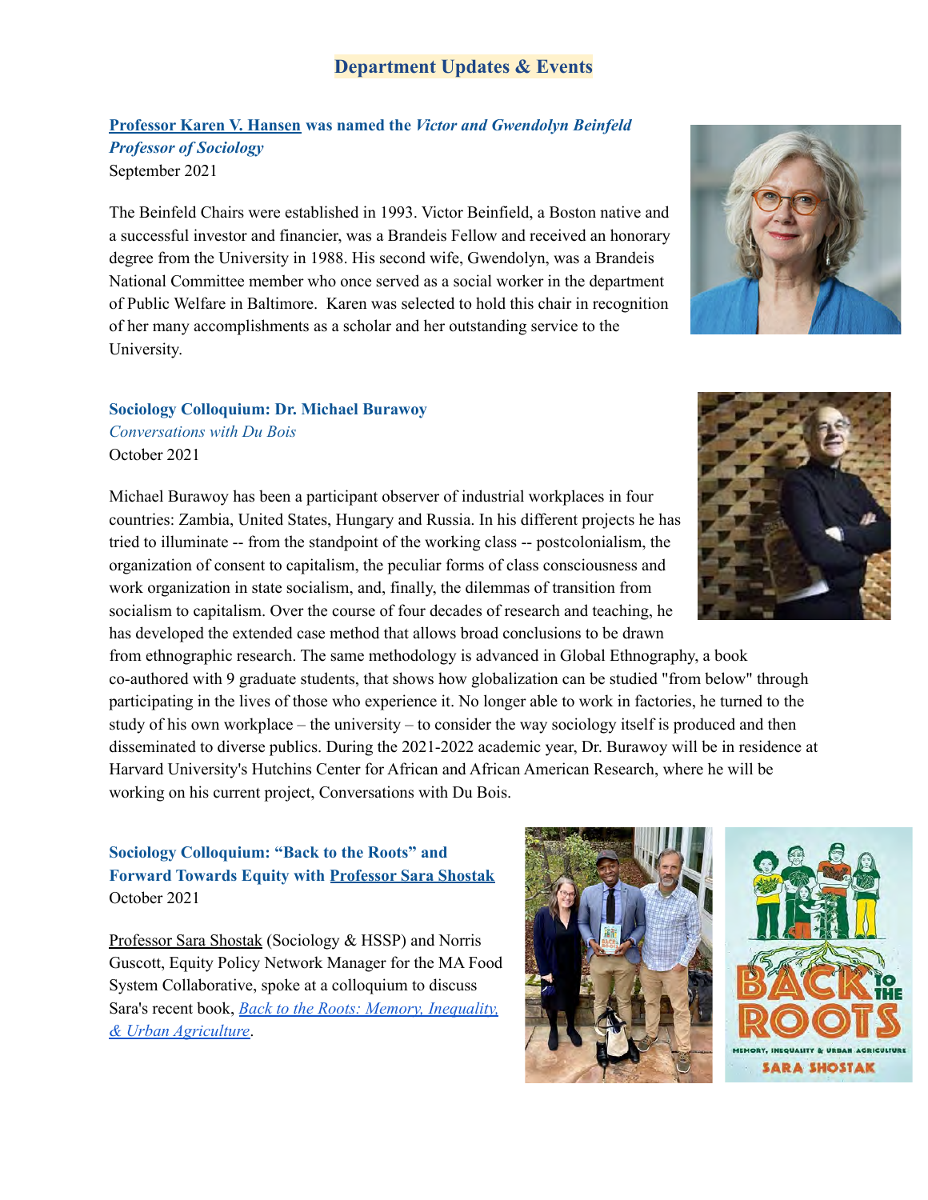## Department Updates & Events

### **Professor Karen V. Hansen was named the *Victor and Gwendolyn Beinfeld Professor of Sociology***

September 2021

The Beinfeld Chairs were established in 1993. Victor Beinfield, a Boston native and a successful investor and financier, was a Brandeis Fellow and received an honorary degree from the University in 1988. His second wife, Gwendolyn, was a Brandeis National Committee member who once served as a social worker in the department of Public Welfare in Baltimore. Karen was selected to hold this chair in recognition of her many accomplishments as a scholar and her outstanding service to the University.

### **Sociology Colloquium: Dr. Michael Burawoy**

*Conversations with Du Bois*

October 2021

Michael Burawoy has been a participant observer of industrial workplaces in four countries: Zambia, United States, Hungary and Russia. In his different projects he has tried to illuminate -- from the standpoint of the working class -- postcolonialism, the organization of consent to capitalism, the peculiar forms of class consciousness and work organization in state socialism, and, finally, the dilemmas of transition from socialism to capitalism. Over the course of four decades of research and teaching, he has developed the extended case method that allows broad conclusions to be drawn from ethnographic research. The same methodology is advanced in Global Ethnography, a book co-authored with 9 graduate students, that shows how globalization can be studied "from below" through participating in the lives of those who experience it. No longer able to work in factories, he turned to the study of his own workplace – the university – to consider the way sociology itself is produced and then disseminated to diverse publics. During the 2021-2022 academic year, Dr. Burawoy will be in residence at Harvard University's Hutchins Center for African and African American Research, where he will be working on his current project, Conversations with Du Bois.

### **Sociology Colloquium: "Back to the Roots" and Forward Towards Equity with Professor Sara Shostak**

October 2021

Professor Sara Shostak (Sociology & HSSP) and Norris Guscott, Equity Policy Network Manager for the MA Food System Collaborative, spoke at a colloquium to discuss Sara's recent book, *Back to the Roots: Memory, Inequality, & Urban Agriculture*.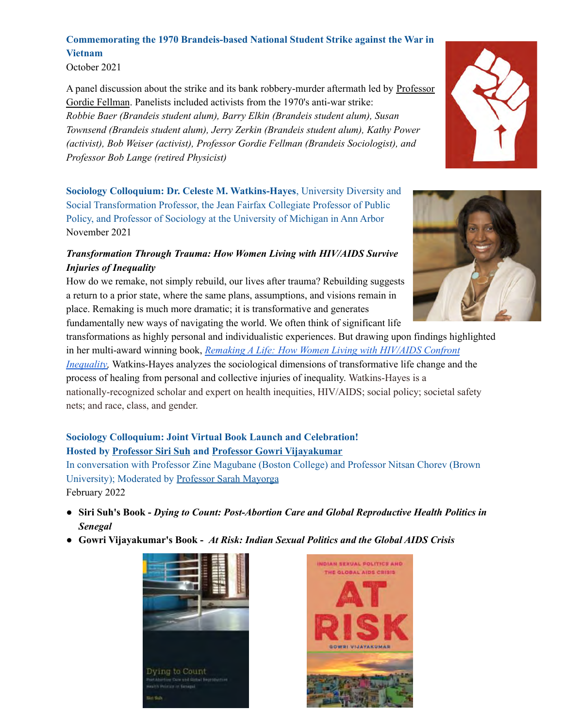### Commemorating the 1970 Brandeis-based National Student Strike against the War in Vietnam

October 2021

A panel discussion about the strike and its bank robbery-murder aftermath led by Professor Gordie Fellman. Panelists included activists from the 1970's anti-war strike: *Robbie Baer (Brandeis student alum), Barry Elkin (Brandeis student alum), Susan Townsend (Brandeis student alum), Jerry Zerkin (Brandeis student alum), Kathy Power (activist), Bob Weiser (activist), Professor Gordie Fellman (Brandeis Sociologist), and Professor Bob Lange (retired Physicist)*

### Sociology Colloquium: Dr. Celeste M. Watkins-Hayes, University Diversity and Social Transformation Professor, the Jean Fairfax Collegiate Professor of Public Policy, and Professor of Sociology at the University of Michigan in Ann Arbor

November 2021

***Transformation Through Trauma: How Women Living with HIV/AIDS Survive Injuries of Inequality***

How do we remake, not simply rebuild, our lives after trauma? Rebuilding suggests a return to a prior state, where the same plans, assumptions, and visions remain in place. Remaking is much more dramatic; it is transformative and generates fundamentally new ways of navigating the world. We often think of significant life transformations as highly personal and individualistic experiences. But drawing upon findings highlighted in her multi-award winning book, *Remaking A Life: How Women Living with HIV/AIDS Confront Inequality,* Watkins-Hayes analyzes the sociological dimensions of transformative life change and the process of healing from personal and collective injuries of inequality. Watkins-Hayes is a nationally-recognized scholar and expert on health inequities, HIV/AIDS; social policy; societal safety nets; and race, class, and gender.

### Sociology Colloquium: Joint Virtual Book Launch and Celebration! Hosted by Professor Siri Suh and Professor Gowri Vijayakumar

In conversation with Professor Zine Magubane (Boston College) and Professor Nitsan Chorev (Brown University); Moderated by Professor Sarah Mayorga

February 2022

- **Siri Suh's Book -** ***Dying to Count: Post-Abortion Care and Global Reproductive Health Politics in Senegal***
- **Gowri Vijayakumar's Book -** ***At Risk: Indian Sexual Politics and the Global AIDS Crisis***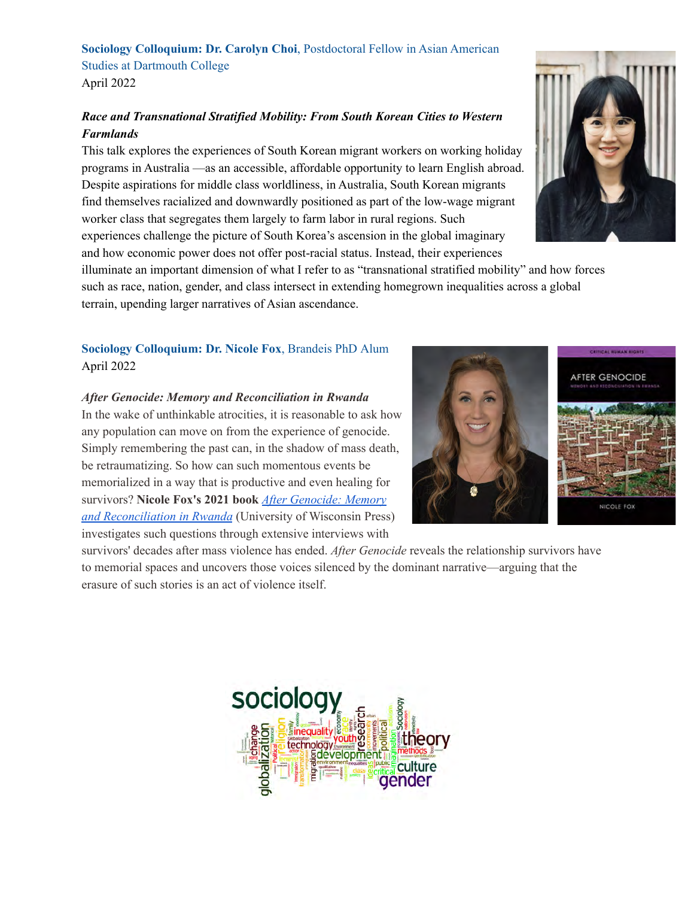**Sociology Colloquium: Dr. Carolyn Choi**, Postdoctoral Fellow in Asian American Studies at Dartmouth College
April 2022

***Race and Transnational Stratified Mobility: From South Korean Cities to Western Farmlands***

This talk explores the experiences of South Korean migrant workers on working holiday programs in Australia —as an accessible, affordable opportunity to learn English abroad. Despite aspirations for middle class worldliness, in Australia, South Korean migrants find themselves racialized and downwardly positioned as part of the low-wage migrant worker class that segregates them largely to farm labor in rural regions. Such experiences challenge the picture of South Korea's ascension in the global imaginary and how economic power does not offer post-racial status. Instead, their experiences illuminate an important dimension of what I refer to as "transnational stratified mobility" and how forces such as race, nation, gender, and class intersect in extending homegrown inequalities across a global terrain, upending larger narratives of Asian ascendance.

**Sociology Colloquium: Dr. Nicole Fox**, Brandeis PhD Alum
April 2022

*After Genocide: Memory and Reconciliation in Rwanda*

In the wake of unthinkable atrocities, it is reasonable to ask how any population can move on from the experience of genocide. Simply remembering the past can, in the shadow of mass death, be retraumatizing. So how can such momentous events be memorialized in a way that is productive and even healing for survivors? **Nicole Fox's 2021 book** *After Genocide: Memory and Reconciliation in Rwanda* (University of Wisconsin Press) investigates such questions through extensive interviews with survivors' decades after mass violence has ended. *After Genocide* reveals the relationship survivors have to memorial spaces and uncovers those voices silenced by the dominant narrative—arguing that the erasure of such stories is an act of violence itself.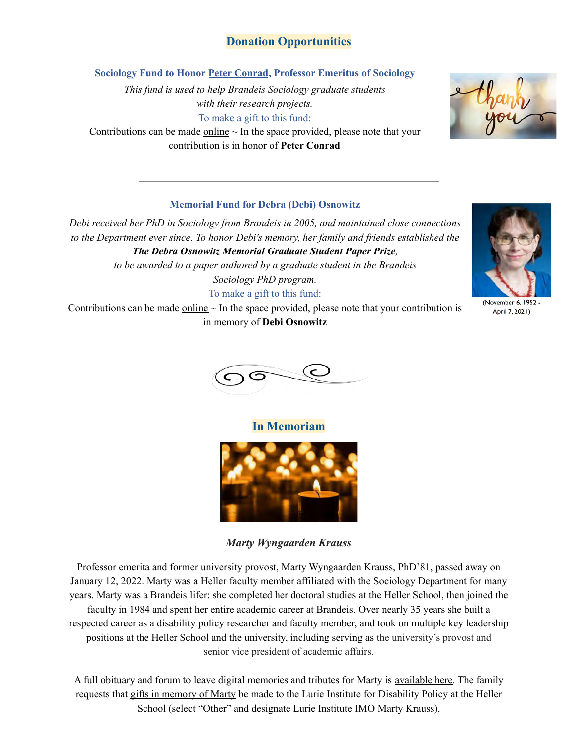## Donation Opportunities

### Sociology Fund to Honor Peter Conrad, Professor Emeritus of Sociology

*This fund is used to help Brandeis Sociology graduate students with their research projects.*

To make a gift to this fund:

Contributions can be made online ~ In the space provided, please note that your contribution is in honor of **Peter Conrad**

---

### Memorial Fund for Debra (Debi) Osnowitz

*Debi received her PhD in Sociology from Brandeis in 2005, and maintained close connections to the Department ever since. To honor Debi's memory, her family and friends established the* ***The Debra Osnowitz Memorial Graduate Student Paper Prize****, to be awarded to a paper authored by a graduate student in the Brandeis Sociology PhD program.*

To make a gift to this fund:

Contributions can be made online ~ In the space provided, please note that your contribution is in memory of **Debi Osnowitz**

(November 6, 1952 - April 7, 2021)

## In Memoriam

***Marty Wyngaarden Krauss***

Professor emerita and former university provost, Marty Wyngaarden Krauss, PhD'81, passed away on January 12, 2022. Marty was a Heller faculty member affiliated with the Sociology Department for many years. Marty was a Brandeis lifer: she completed her doctoral studies at the Heller School, then joined the faculty in 1984 and spent her entire academic career at Brandeis. Over nearly 35 years she built a respected career as a disability policy researcher and faculty member, and took on multiple key leadership positions at the Heller School and the university, including serving as the university's provost and senior vice president of academic affairs.

A full obituary and forum to leave digital memories and tributes for Marty is available here. The family requests that gifts in memory of Marty be made to the Lurie Institute for Disability Policy at the Heller School (select "Other" and designate Lurie Institute IMO Marty Krauss).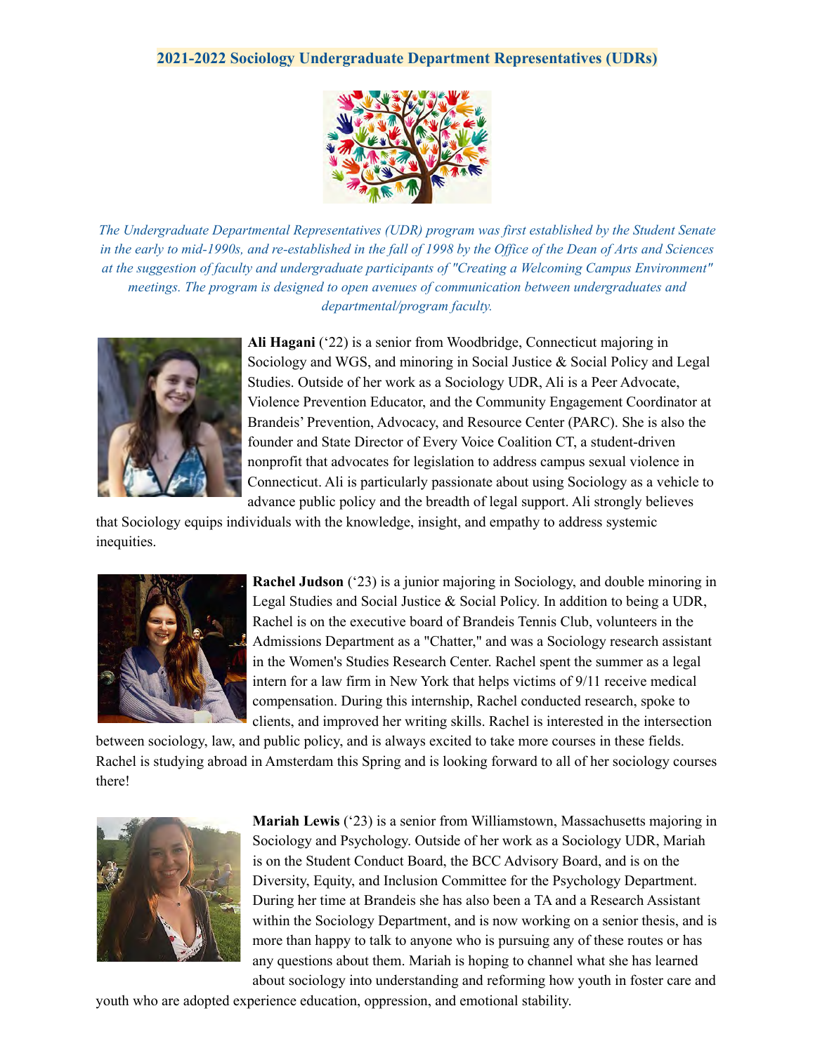## 2021-2022 Sociology Undergraduate Department Representatives (UDRs)

*The Undergraduate Departmental Representatives (UDR) program was first established by the Student Senate in the early to mid-1990s, and re-established in the fall of 1998 by the Office of the Dean of Arts and Sciences at the suggestion of faculty and undergraduate participants of "Creating a Welcoming Campus Environment" meetings. The program is designed to open avenues of communication between undergraduates and departmental/program faculty.*

**Ali Hagani** ('22) is a senior from Woodbridge, Connecticut majoring in Sociology and WGS, and minoring in Social Justice & Social Policy and Legal Studies. Outside of her work as a Sociology UDR, Ali is a Peer Advocate, Violence Prevention Educator, and the Community Engagement Coordinator at Brandeis' Prevention, Advocacy, and Resource Center (PARC). She is also the founder and State Director of Every Voice Coalition CT, a student-driven nonprofit that advocates for legislation to address campus sexual violence in Connecticut. Ali is particularly passionate about using Sociology as a vehicle to advance public policy and the breadth of legal support. Ali strongly believes that Sociology equips individuals with the knowledge, insight, and empathy to address systemic inequities.

**Rachel Judson** ('23) is a junior majoring in Sociology, and double minoring in Legal Studies and Social Justice & Social Policy. In addition to being a UDR, Rachel is on the executive board of Brandeis Tennis Club, volunteers in the Admissions Department as a "Chatter," and was a Sociology research assistant in the Women's Studies Research Center. Rachel spent the summer as a legal intern for a law firm in New York that helps victims of 9/11 receive medical compensation. During this internship, Rachel conducted research, spoke to clients, and improved her writing skills. Rachel is interested in the intersection between sociology, law, and public policy, and is always excited to take more courses in these fields. Rachel is studying abroad in Amsterdam this Spring and is looking forward to all of her sociology courses there!

**Mariah Lewis** ('23) is a senior from Williamstown, Massachusetts majoring in Sociology and Psychology. Outside of her work as a Sociology UDR, Mariah is on the Student Conduct Board, the BCC Advisory Board, and is on the Diversity, Equity, and Inclusion Committee for the Psychology Department. During her time at Brandeis she has also been a TA and a Research Assistant within the Sociology Department, and is now working on a senior thesis, and is more than happy to talk to anyone who is pursuing any of these routes or has any questions about them. Mariah is hoping to channel what she has learned about sociology into understanding and reforming how youth in foster care and youth who are adopted experience education, oppression, and emotional stability.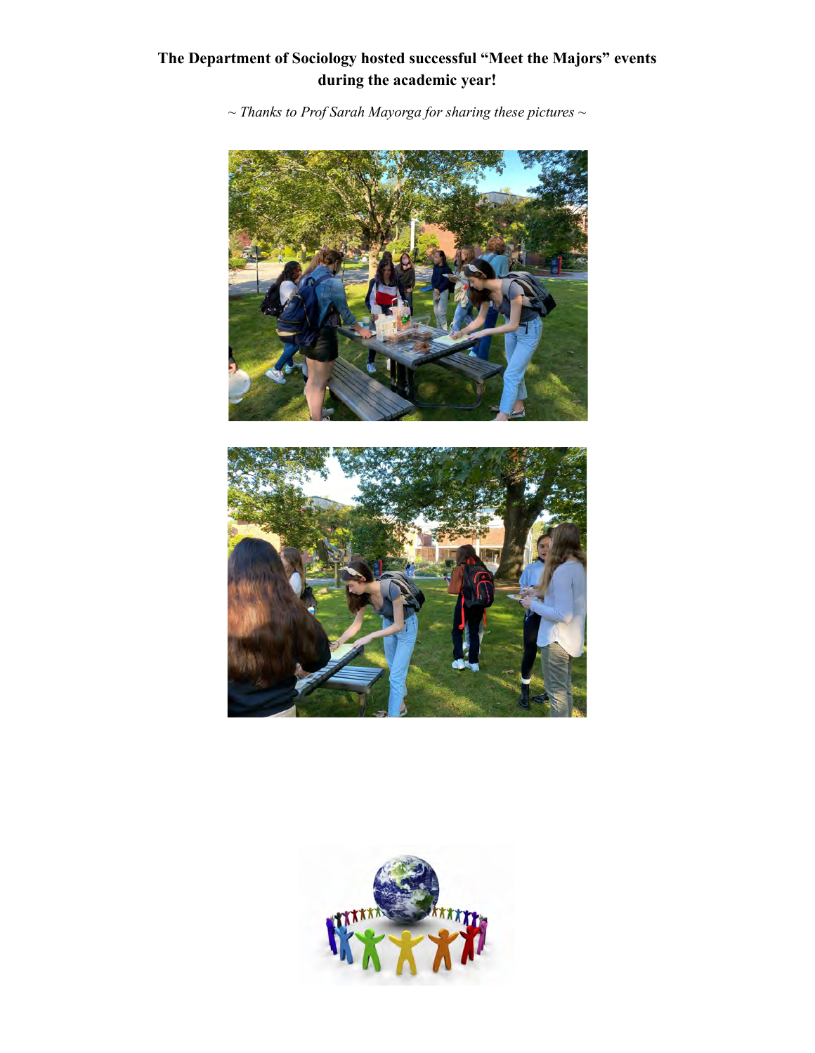**The Department of Sociology hosted successful "Meet the Majors" events during the academic year!**

*~ Thanks to Prof Sarah Mayorga for sharing these pictures ~*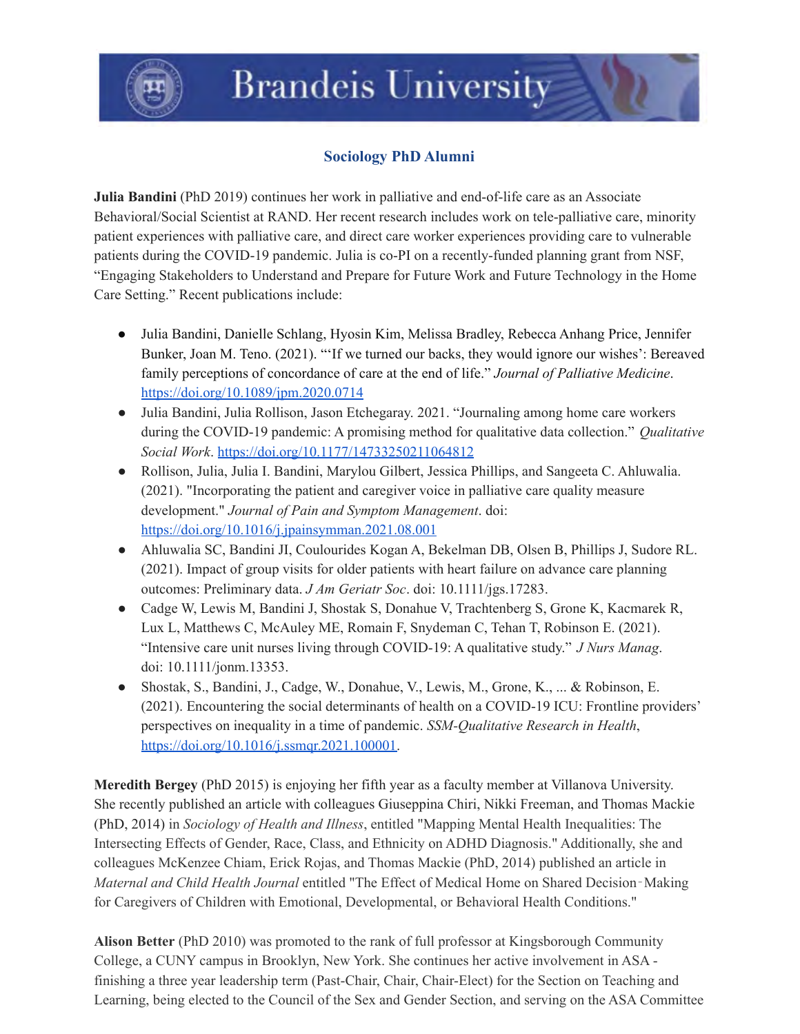## Sociology PhD Alumni

**Julia Bandini** (PhD 2019) continues her work in palliative and end-of-life care as an Associate Behavioral/Social Scientist at RAND. Her recent research includes work on tele-palliative care, minority patient experiences with palliative care, and direct care worker experiences providing care to vulnerable patients during the COVID-19 pandemic. Julia is co-PI on a recently-funded planning grant from NSF, "Engaging Stakeholders to Understand and Prepare for Future Work and Future Technology in the Home Care Setting." Recent publications include:

- Julia Bandini, Danielle Schlang, Hyosin Kim, Melissa Bradley, Rebecca Anhang Price, Jennifer Bunker, Joan M. Teno. (2021). "'If we turned our backs, they would ignore our wishes': Bereaved family perceptions of concordance of care at the end of life." *Journal of Palliative Medicine*. https://doi.org/10.1089/jpm.2020.0714
- Julia Bandini, Julia Rollison, Jason Etchegaray. 2021. "Journaling among home care workers during the COVID-19 pandemic: A promising method for qualitative data collection." *Qualitative Social Work*. https://doi.org/10.1177/14733250211064812
- Rollison, Julia, Julia I. Bandini, Marylou Gilbert, Jessica Phillips, and Sangeeta C. Ahluwalia. (2021). "Incorporating the patient and caregiver voice in palliative care quality measure development." *Journal of Pain and Symptom Management*. doi: https://doi.org/10.1016/j.jpainsymman.2021.08.001
- Ahluwalia SC, Bandini JI, Coulourides Kogan A, Bekelman DB, Olsen B, Phillips J, Sudore RL. (2021). Impact of group visits for older patients with heart failure on advance care planning outcomes: Preliminary data. *J Am Geriatr Soc*. doi: 10.1111/jgs.17283.
- Cadge W, Lewis M, Bandini J, Shostak S, Donahue V, Trachtenberg S, Grone K, Kacmarek R, Lux L, Matthews C, McAuley ME, Romain F, Snydeman C, Tehan T, Robinson E. (2021). "Intensive care unit nurses living through COVID-19: A qualitative study." *J Nurs Manag*. doi: 10.1111/jonm.13353.
- Shostak, S., Bandini, J., Cadge, W., Donahue, V., Lewis, M., Grone, K., ... & Robinson, E. (2021). Encountering the social determinants of health on a COVID-19 ICU: Frontline providers' perspectives on inequality in a time of pandemic. *SSM-Qualitative Research in Health*, https://doi.org/10.1016/j.ssmqr.2021.100001.

**Meredith Bergey** (PhD 2015) is enjoying her fifth year as a faculty member at Villanova University. She recently published an article with colleagues Giuseppina Chiri, Nikki Freeman, and Thomas Mackie (PhD, 2014) in *Sociology of Health and Illness*, entitled "Mapping Mental Health Inequalities: The Intersecting Effects of Gender, Race, Class, and Ethnicity on ADHD Diagnosis." Additionally, she and colleagues McKenzee Chiam, Erick Rojas, and Thomas Mackie (PhD, 2014) published an article in *Maternal and Child Health Journal* entitled "The Effect of Medical Home on Shared Decision‐Making for Caregivers of Children with Emotional, Developmental, or Behavioral Health Conditions."

**Alison Better** (PhD 2010) was promoted to the rank of full professor at Kingsborough Community College, a CUNY campus in Brooklyn, New York. She continues her active involvement in ASA - finishing a three year leadership term (Past-Chair, Chair, Chair-Elect) for the Section on Teaching and Learning, being elected to the Council of the Sex and Gender Section, and serving on the ASA Committee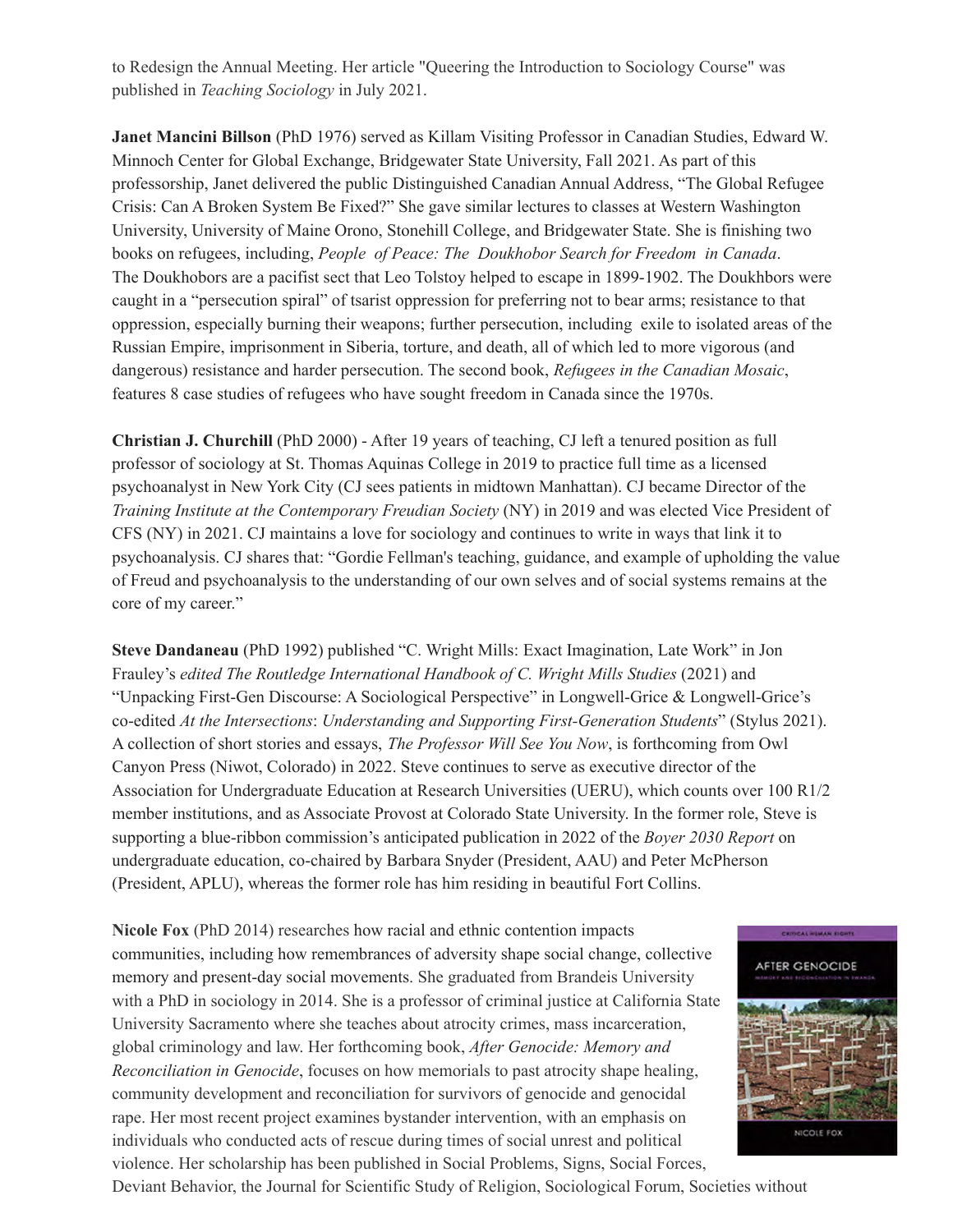to Redesign the Annual Meeting. Her article "Queering the Introduction to Sociology Course" was published in *Teaching Sociology* in July 2021.

**Janet Mancini Billson** (PhD 1976) served as Killam Visiting Professor in Canadian Studies, Edward W. Minnoch Center for Global Exchange, Bridgewater State University, Fall 2021. As part of this professorship, Janet delivered the public Distinguished Canadian Annual Address, "The Global Refugee Crisis: Can A Broken System Be Fixed?" She gave similar lectures to classes at Western Washington University, University of Maine Orono, Stonehill College, and Bridgewater State. She is finishing two books on refugees, including, *People of Peace: The Doukhobor Search for Freedom in Canada*. The Doukhobors are a pacifist sect that Leo Tolstoy helped to escape in 1899-1902. The Doukhbors were caught in a "persecution spiral" of tsarist oppression for preferring not to bear arms; resistance to that oppression, especially burning their weapons; further persecution, including exile to isolated areas of the Russian Empire, imprisonment in Siberia, torture, and death, all of which led to more vigorous (and dangerous) resistance and harder persecution. The second book, *Refugees in the Canadian Mosaic*, features 8 case studies of refugees who have sought freedom in Canada since the 1970s.

**Christian J. Churchill** (PhD 2000) - After 19 years of teaching, CJ left a tenured position as full professor of sociology at St. Thomas Aquinas College in 2019 to practice full time as a licensed psychoanalyst in New York City (CJ sees patients in midtown Manhattan). CJ became Director of the *Training Institute at the Contemporary Freudian Society* (NY) in 2019 and was elected Vice President of CFS (NY) in 2021. CJ maintains a love for sociology and continues to write in ways that link it to psychoanalysis. CJ shares that: "Gordie Fellman's teaching, guidance, and example of upholding the value of Freud and psychoanalysis to the understanding of our own selves and of social systems remains at the core of my career."

**Steve Dandaneau** (PhD 1992) published "C. Wright Mills: Exact Imagination, Late Work" in Jon Frauley's *edited The Routledge International Handbook of C. Wright Mills Studies* (2021) and "Unpacking First-Gen Discourse: A Sociological Perspective" in Longwell-Grice & Longwell-Grice's co-edited *At the Intersections*: *Understanding and Supporting First-Generation Students*" (Stylus 2021). A collection of short stories and essays, *The Professor Will See You Now*, is forthcoming from Owl Canyon Press (Niwot, Colorado) in 2022. Steve continues to serve as executive director of the Association for Undergraduate Education at Research Universities (UERU), which counts over 100 R1/2 member institutions, and as Associate Provost at Colorado State University. In the former role, Steve is supporting a blue-ribbon commission's anticipated publication in 2022 of the *Boyer 2030 Report* on undergraduate education, co-chaired by Barbara Snyder (President, AAU) and Peter McPherson (President, APLU), whereas the former role has him residing in beautiful Fort Collins.

**Nicole Fox** (PhD 2014) researches how racial and ethnic contention impacts communities, including how remembrances of adversity shape social change, collective memory and present-day social movements. She graduated from Brandeis University with a PhD in sociology in 2014. She is a professor of criminal justice at California State University Sacramento where she teaches about atrocity crimes, mass incarceration, global criminology and law. Her forthcoming book, *After Genocide: Memory and Reconciliation in Genocide*, focuses on how memorials to past atrocity shape healing, community development and reconciliation for survivors of genocide and genocidal rape. Her most recent project examines bystander intervention, with an emphasis on individuals who conducted acts of rescue during times of social unrest and political violence. Her scholarship has been published in Social Problems, Signs, Social Forces, Deviant Behavior, the Journal for Scientific Study of Religion, Sociological Forum, Societies without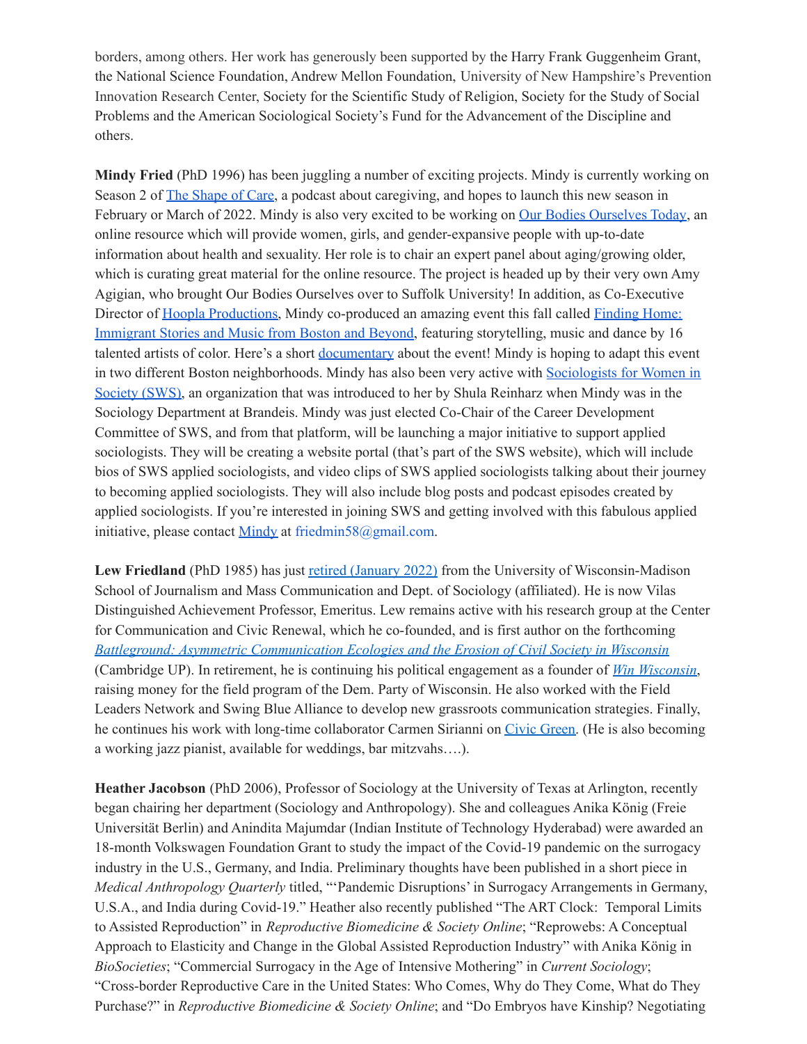borders, among others. Her work has generously been supported by the Harry Frank Guggenheim Grant, the National Science Foundation, Andrew Mellon Foundation, University of New Hampshire's Prevention Innovation Research Center, Society for the Scientific Study of Religion, Society for the Study of Social Problems and the American Sociological Society's Fund for the Advancement of the Discipline and others.

**Mindy Fried** (PhD 1996) has been juggling a number of exciting projects. Mindy is currently working on Season 2 of [The Shape of Care](), a podcast about caregiving, and hopes to launch this new season in February or March of 2022. Mindy is also very excited to be working on [Our Bodies Ourselves Today](), an online resource which will provide women, girls, and gender-expansive people with up-to-date information about health and sexuality. Her role is to chair an expert panel about aging/growing older, which is curating great material for the online resource. The project is headed up by their very own Amy Agigian, who brought Our Bodies Ourselves over to Suffolk University! In addition, as Co-Executive Director of [Hoopla Productions](), Mindy co-produced an amazing event this fall called [Finding Home: Immigrant Stories and Music from Boston and Beyond](), featuring storytelling, music and dance by 16 talented artists of color. Here's a short [documentary]() about the event! Mindy is hoping to adapt this event in two different Boston neighborhoods. Mindy has also been very active with [Sociologists for Women in Society (SWS)](), an organization that was introduced to her by Shula Reinharz when Mindy was in the Sociology Department at Brandeis. Mindy was just elected Co-Chair of the Career Development Committee of SWS, and from that platform, will be launching a major initiative to support applied sociologists. They will be creating a website portal (that's part of the SWS website), which will include bios of SWS applied sociologists, and video clips of SWS applied sociologists talking about their journey to becoming applied sociologists. They will also include blog posts and podcast episodes created by applied sociologists. If you're interested in joining SWS and getting involved with this fabulous applied initiative, please contact [Mindy]() at friedmin58@gmail.com.

**Lew Friedland** (PhD 1985) has just [retired (January 2022)]() from the University of Wisconsin-Madison School of Journalism and Mass Communication and Dept. of Sociology (affiliated). He is now Vilas Distinguished Achievement Professor, Emeritus. Lew remains active with his research group at the Center for Communication and Civic Renewal, which he co-founded, and is first author on the forthcoming [*Battleground: Asymmetric Communication Ecologies and the Erosion of Civil Society in Wisconsin*]() (Cambridge UP). In retirement, he is continuing his political engagement as a founder of [*Win Wisconsin*](), raising money for the field program of the Dem. Party of Wisconsin. He also worked with the Field Leaders Network and Swing Blue Alliance to develop new grassroots communication strategies. Finally, he continues his work with long-time collaborator Carmen Sirianni on [Civic Green](). (He is also becoming a working jazz pianist, available for weddings, bar mitzvahs….).

**Heather Jacobson** (PhD 2006), Professor of Sociology at the University of Texas at Arlington, recently began chairing her department (Sociology and Anthropology). She and colleagues Anika König (Freie Universität Berlin) and Anindita Majumdar (Indian Institute of Technology Hyderabad) were awarded an 18-month Volkswagen Foundation Grant to study the impact of the Covid-19 pandemic on the surrogacy industry in the U.S., Germany, and India. Preliminary thoughts have been published in a short piece in *Medical Anthropology Quarterly* titled, "'Pandemic Disruptions' in Surrogacy Arrangements in Germany, U.S.A., and India during Covid-19." Heather also recently published "The ART Clock: Temporal Limits to Assisted Reproduction" in *Reproductive Biomedicine & Society Online*; "Reprowebs: A Conceptual Approach to Elasticity and Change in the Global Assisted Reproduction Industry" with Anika König in *BioSocieties*; "Commercial Surrogacy in the Age of Intensive Mothering" in *Current Sociology*; "Cross-border Reproductive Care in the United States: Who Comes, Why do They Come, What do They Purchase?" in *Reproductive Biomedicine & Society Online*; and "Do Embryos have Kinship? Negotiating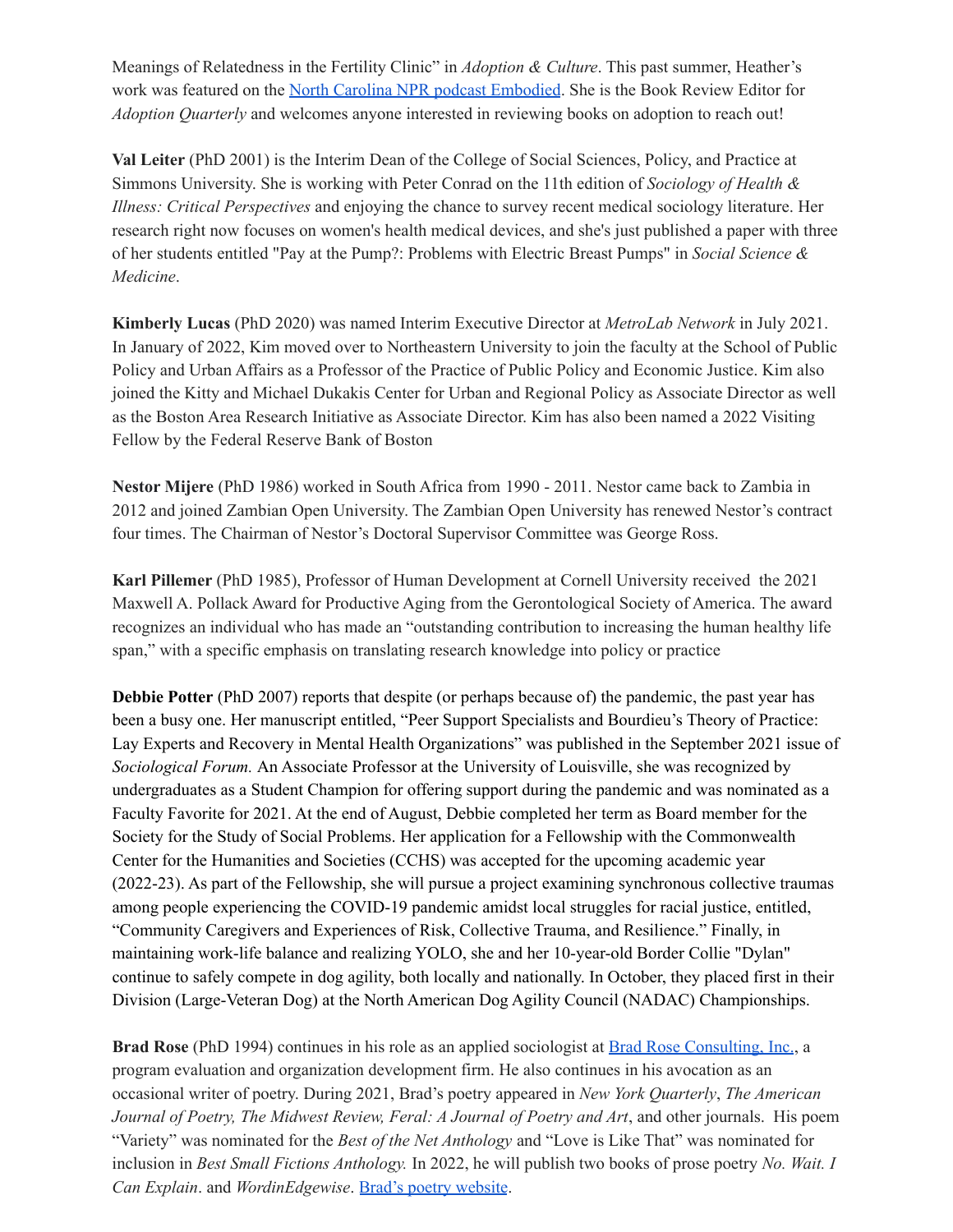Meanings of Relatedness in the Fertility Clinic" in *Adoption & Culture*. This past summer, Heather's work was featured on the [North Carolina NPR podcast Embodied](). She is the Book Review Editor for *Adoption Quarterly* and welcomes anyone interested in reviewing books on adoption to reach out!

**Val Leiter** (PhD 2001) is the Interim Dean of the College of Social Sciences, Policy, and Practice at Simmons University. She is working with Peter Conrad on the 11th edition of *Sociology of Health & Illness: Critical Perspectives* and enjoying the chance to survey recent medical sociology literature. Her research right now focuses on women's health medical devices, and she's just published a paper with three of her students entitled "Pay at the Pump?: Problems with Electric Breast Pumps" in *Social Science & Medicine*.

**Kimberly Lucas** (PhD 2020) was named Interim Executive Director at *MetroLab Network* in July 2021. In January of 2022, Kim moved over to Northeastern University to join the faculty at the School of Public Policy and Urban Affairs as a Professor of the Practice of Public Policy and Economic Justice. Kim also joined the Kitty and Michael Dukakis Center for Urban and Regional Policy as Associate Director as well as the Boston Area Research Initiative as Associate Director. Kim has also been named a 2022 Visiting Fellow by the Federal Reserve Bank of Boston

**Nestor Mijere** (PhD 1986) worked in South Africa from 1990 - 2011. Nestor came back to Zambia in 2012 and joined Zambian Open University. The Zambian Open University has renewed Nestor's contract four times. The Chairman of Nestor's Doctoral Supervisor Committee was George Ross.

**Karl Pillemer** (PhD 1985), Professor of Human Development at Cornell University received the 2021 Maxwell A. Pollack Award for Productive Aging from the Gerontological Society of America. The award recognizes an individual who has made an "outstanding contribution to increasing the human healthy life span," with a specific emphasis on translating research knowledge into policy or practice

**Debbie Potter** (PhD 2007) reports that despite (or perhaps because of) the pandemic, the past year has been a busy one. Her manuscript entitled, "Peer Support Specialists and Bourdieu's Theory of Practice: Lay Experts and Recovery in Mental Health Organizations" was published in the September 2021 issue of *Sociological Forum.* An Associate Professor at the University of Louisville, she was recognized by undergraduates as a Student Champion for offering support during the pandemic and was nominated as a Faculty Favorite for 2021. At the end of August, Debbie completed her term as Board member for the Society for the Study of Social Problems. Her application for a Fellowship with the Commonwealth Center for the Humanities and Societies (CCHS) was accepted for the upcoming academic year (2022-23). As part of the Fellowship, she will pursue a project examining synchronous collective traumas among people experiencing the COVID-19 pandemic amidst local struggles for racial justice, entitled, "Community Caregivers and Experiences of Risk, Collective Trauma, and Resilience." Finally, in maintaining work-life balance and realizing YOLO, she and her 10-year-old Border Collie "Dylan" continue to safely compete in dog agility, both locally and nationally. In October, they placed first in their Division (Large-Veteran Dog) at the North American Dog Agility Council (NADAC) Championships.

**Brad Rose** (PhD 1994) continues in his role as an applied sociologist at [Brad Rose Consulting, Inc.](), a program evaluation and organization development firm. He also continues in his avocation as an occasional writer of poetry. During 2021, Brad's poetry appeared in *New York Quarterly*, *The American Journal of Poetry, The Midwest Review, Feral: A Journal of Poetry and Art*, and other journals. His poem "Variety" was nominated for the *Best of the Net Anthology* and "Love is Like That" was nominated for inclusion in *Best Small Fictions Anthology.* In 2022, he will publish two books of prose poetry *No. Wait. I Can Explain*. and *WordinEdgewise*. [Brad's poetry website]().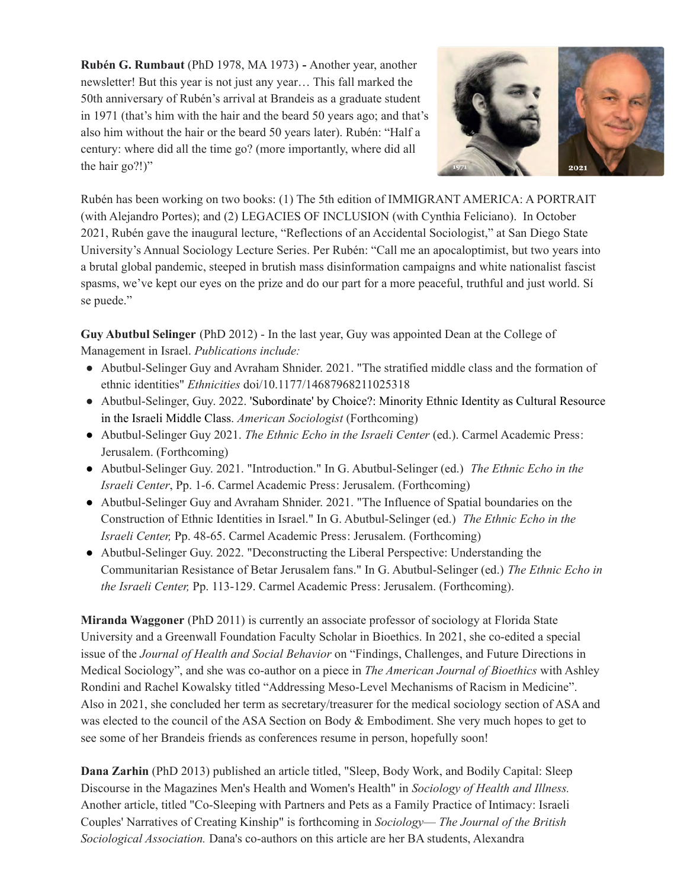**Rubén G. Rumbaut** (PhD 1978, MA 1973) **-** Another year, another newsletter! But this year is not just any year… This fall marked the 50th anniversary of Rubén's arrival at Brandeis as a graduate student in 1971 (that's him with the hair and the beard 50 years ago; and that's also him without the hair or the beard 50 years later). Rubén: "Half a century: where did all the time go? (more importantly, where did all the hair go?!)"

Rubén has been working on two books: (1) The 5th edition of IMMIGRANT AMERICA: A PORTRAIT (with Alejandro Portes); and (2) LEGACIES OF INCLUSION (with Cynthia Feliciano). In October 2021, Rubén gave the inaugural lecture, "Reflections of an Accidental Sociologist," at San Diego State University's Annual Sociology Lecture Series. Per Rubén: "Call me an apocaloptimist, but two years into a brutal global pandemic, steeped in brutish mass disinformation campaigns and white nationalist fascist spasms, we've kept our eyes on the prize and do our part for a more peaceful, truthful and just world. Sí se puede."

**Guy Abutbul Selinger** (PhD 2012) - In the last year, Guy was appointed Dean at the College of Management in Israel. *Publications include:*

- Abutbul-Selinger Guy and Avraham Shnider. 2021. "The stratified middle class and the formation of ethnic identities" *Ethnicities* doi/10.1177/14687968211025318
- Abutbul-Selinger, Guy. 2022. 'Subordinate' by Choice?: Minority Ethnic Identity as Cultural Resource in the Israeli Middle Class. *American Sociologist* (Forthcoming)
- Abutbul-Selinger Guy 2021. *The Ethnic Echo in the Israeli Center* (ed.). Carmel Academic Press: Jerusalem. (Forthcoming)
- Abutbul-Selinger Guy. 2021. "Introduction." In G. Abutbul-Selinger (ed.) *The Ethnic Echo in the Israeli Center*, Pp. 1-6. Carmel Academic Press: Jerusalem. (Forthcoming)
- Abutbul-Selinger Guy and Avraham Shnider. 2021. "The Influence of Spatial boundaries on the Construction of Ethnic Identities in Israel." In G. Abutbul-Selinger (ed.) *The Ethnic Echo in the Israeli Center,* Pp. 48-65. Carmel Academic Press: Jerusalem. (Forthcoming)
- Abutbul-Selinger Guy. 2022. "Deconstructing the Liberal Perspective: Understanding the Communitarian Resistance of Betar Jerusalem fans." In G. Abutbul-Selinger (ed.) *The Ethnic Echo in the Israeli Center,* Pp. 113-129. Carmel Academic Press: Jerusalem. (Forthcoming).

**Miranda Waggoner** (PhD 2011) is currently an associate professor of sociology at Florida State University and a Greenwall Foundation Faculty Scholar in Bioethics. In 2021, she co-edited a special issue of the *Journal of Health and Social Behavior* on "Findings, Challenges, and Future Directions in Medical Sociology", and she was co-author on a piece in *The American Journal of Bioethics* with Ashley Rondini and Rachel Kowalsky titled "Addressing Meso-Level Mechanisms of Racism in Medicine". Also in 2021, she concluded her term as secretary/treasurer for the medical sociology section of ASA and was elected to the council of the ASA Section on Body & Embodiment. She very much hopes to get to see some of her Brandeis friends as conferences resume in person, hopefully soon!

**Dana Zarhin** (PhD 2013) published an article titled, "Sleep, Body Work, and Bodily Capital: Sleep Discourse in the Magazines Men's Health and Women's Health" in *Sociology of Health and Illness.* Another article, titled "Co-Sleeping with Partners and Pets as a Family Practice of Intimacy: Israeli Couples' Narratives of Creating Kinship" is forthcoming in *Sociology— The Journal of the British Sociological Association.* Dana's co-authors on this article are her BA students, Alexandra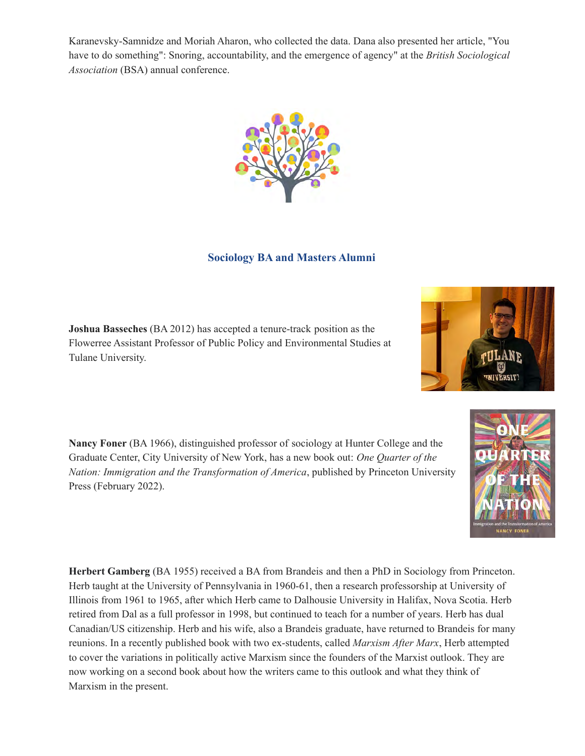Karanevsky-Samnidze and Moriah Aharon, who collected the data. Dana also presented her article, "You have to do something": Snoring, accountability, and the emergence of agency" at the *British Sociological Association* (BSA) annual conference.

## Sociology BA and Masters Alumni

**Joshua Basseches** (BA 2012) has accepted a tenure-track position as the Flowerree Assistant Professor of Public Policy and Environmental Studies at Tulane University.

**Nancy Foner** (BA 1966), distinguished professor of sociology at Hunter College and the Graduate Center, City University of New York, has a new book out: *One Quarter of the Nation: Immigration and the Transformation of America*, published by Princeton University Press (February 2022).

**Herbert Gamberg** (BA 1955) received a BA from Brandeis and then a PhD in Sociology from Princeton. Herb taught at the University of Pennsylvania in 1960-61, then a research professorship at University of Illinois from 1961 to 1965, after which Herb came to Dalhousie University in Halifax, Nova Scotia. Herb retired from Dal as a full professor in 1998, but continued to teach for a number of years. Herb has dual Canadian/US citizenship. Herb and his wife, also a Brandeis graduate, have returned to Brandeis for many reunions. In a recently published book with two ex-students, called *Marxism After Marx*, Herb attempted to cover the variations in politically active Marxism since the founders of the Marxist outlook. They are now working on a second book about how the writers came to this outlook and what they think of Marxism in the present.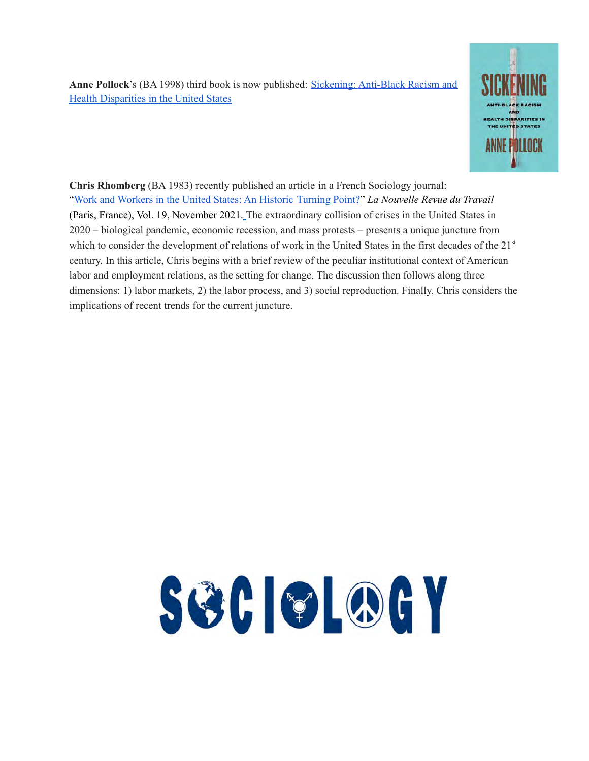**Anne Pollock**'s (BA 1998) third book is now published: Sickening: Anti-Black Racism and Health Disparities in the United States

**Chris Rhomberg** (BA 1983) recently published an article in a French Sociology journal: "Work and Workers in the United States: An Historic Turning Point?" *La Nouvelle Revue du Travail* (Paris, France), Vol. 19, November 2021. The extraordinary collision of crises in the United States in 2020 – biological pandemic, economic recession, and mass protests – presents a unique juncture from which to consider the development of relations of work in the United States in the first decades of the 21st century. In this article, Chris begins with a brief review of the peculiar institutional context of American labor and employment relations, as the setting for change. The discussion then follows along three dimensions: 1) labor markets, 2) the labor process, and 3) social reproduction. Finally, Chris considers the implications of recent trends for the current juncture.